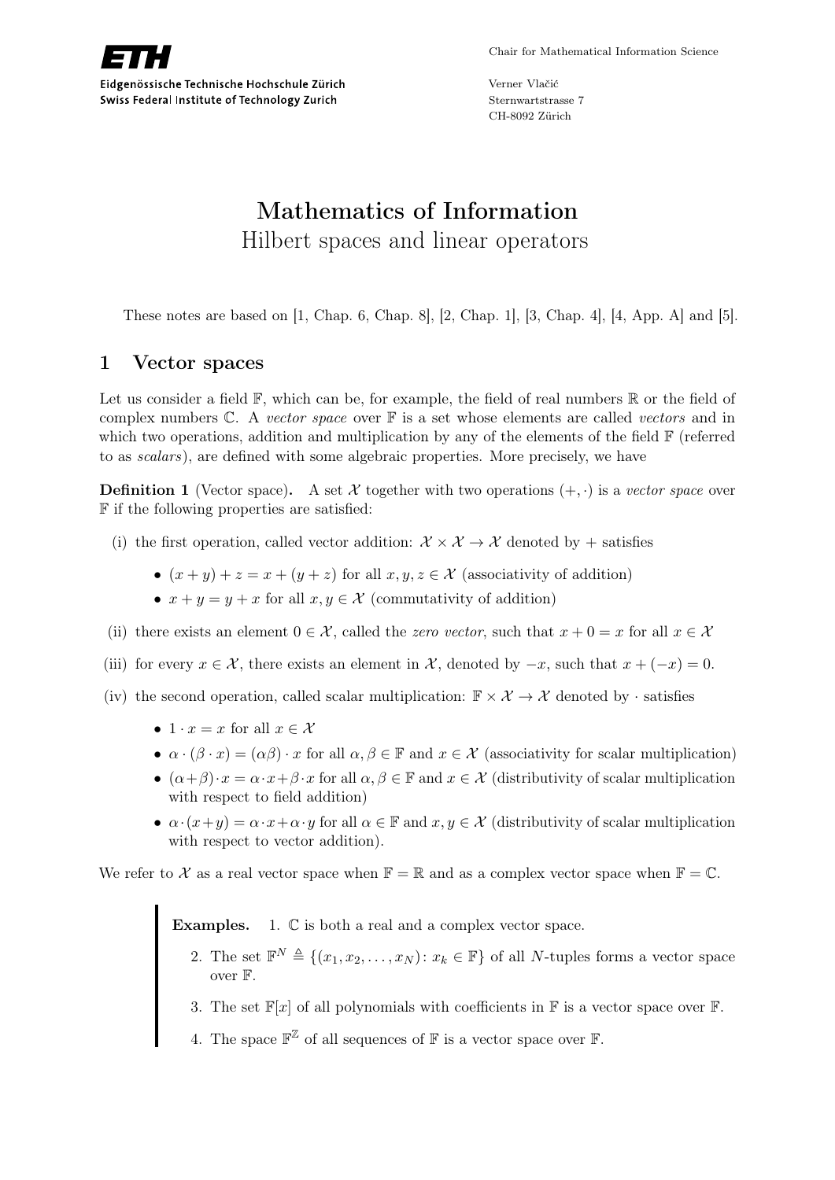ETH

Eidgenössische Technische Hochschule Zürich
Swiss Federal Institute of Technology Zurich

Chair for Mathematical Information Science

Verner Vlačić
Sternwartstrasse 7
CH-8092 Zürich

# Mathematics of Information
## Hilbert spaces and linear operators

These notes are based on [1, Chap. 6, Chap. 8], [2, Chap. 1], [3, Chap. 4], [4, App. A] and [5].

## 1 Vector spaces

Let us consider a field $\mathbb{F}$, which can be, for example, the field of real numbers $\mathbb{R}$ or the field of complex numbers $\mathbb{C}$. A *vector space* over $\mathbb{F}$ is a set whose elements are called *vectors* and in which two operations, addition and multiplication by any of the elements of the field $\mathbb{F}$ (referred to as *scalars*), are defined with some algebraic properties. More precisely, we have

**Definition 1** (Vector space)**.** A set $\mathcal{X}$ together with two operations $(+, \cdot)$ is a *vector space* over $\mathbb{F}$ if the following properties are satisfied:

(i) the first operation, called vector addition: $\mathcal{X} \times \mathcal{X} \to \mathcal{X}$ denoted by $+$ satisfies

- $(x + y) + z = x + (y + z)$ for all $x, y, z \in \mathcal{X}$ (associativity of addition)
- $x + y = y + x$ for all $x, y \in \mathcal{X}$ (commutativity of addition)

(ii) there exists an element $0 \in \mathcal{X}$, called the *zero vector*, such that $x + 0 = x$ for all $x \in \mathcal{X}$

(iii) for every $x \in \mathcal{X}$, there exists an element in $\mathcal{X}$, denoted by $-x$, such that $x + (-x) = 0$.

(iv) the second operation, called scalar multiplication: $\mathbb{F} \times \mathcal{X} \to \mathcal{X}$ denoted by $\cdot$ satisfies

- $1 \cdot x = x$ for all $x \in \mathcal{X}$
- $\alpha \cdot (\beta \cdot x) = (\alpha\beta) \cdot x$ for all $\alpha, \beta \in \mathbb{F}$ and $x \in \mathcal{X}$ (associativity for scalar multiplication)
- $(\alpha+\beta) \cdot x = \alpha \cdot x + \beta \cdot x$ for all $\alpha, \beta \in \mathbb{F}$ and $x \in \mathcal{X}$ (distributivity of scalar multiplication with respect to field addition)
- $\alpha \cdot (x+y) = \alpha \cdot x + \alpha \cdot y$ for all $\alpha \in \mathbb{F}$ and $x, y \in \mathcal{X}$ (distributivity of scalar multiplication with respect to vector addition).

We refer to $\mathcal{X}$ as a real vector space when $\mathbb{F} = \mathbb{R}$ and as a complex vector space when $\mathbb{F} = \mathbb{C}$.

> **Examples.**
> 1. $\mathbb{C}$ is both a real and a complex vector space.
> 2. The set $\mathbb{F}^N \triangleq \{(x_1, x_2, \dots, x_N) \colon x_k \in \mathbb{F}\}$ of all $N$-tuples forms a vector space over $\mathbb{F}$.
> 3. The set $\mathbb{F}[x]$ of all polynomials with coefficients in $\mathbb{F}$ is a vector space over $\mathbb{F}$.
> 4. The space $\mathbb{F}^{\mathbb{Z}}$ of all sequences of $\mathbb{F}$ is a vector space over $\mathbb{F}$.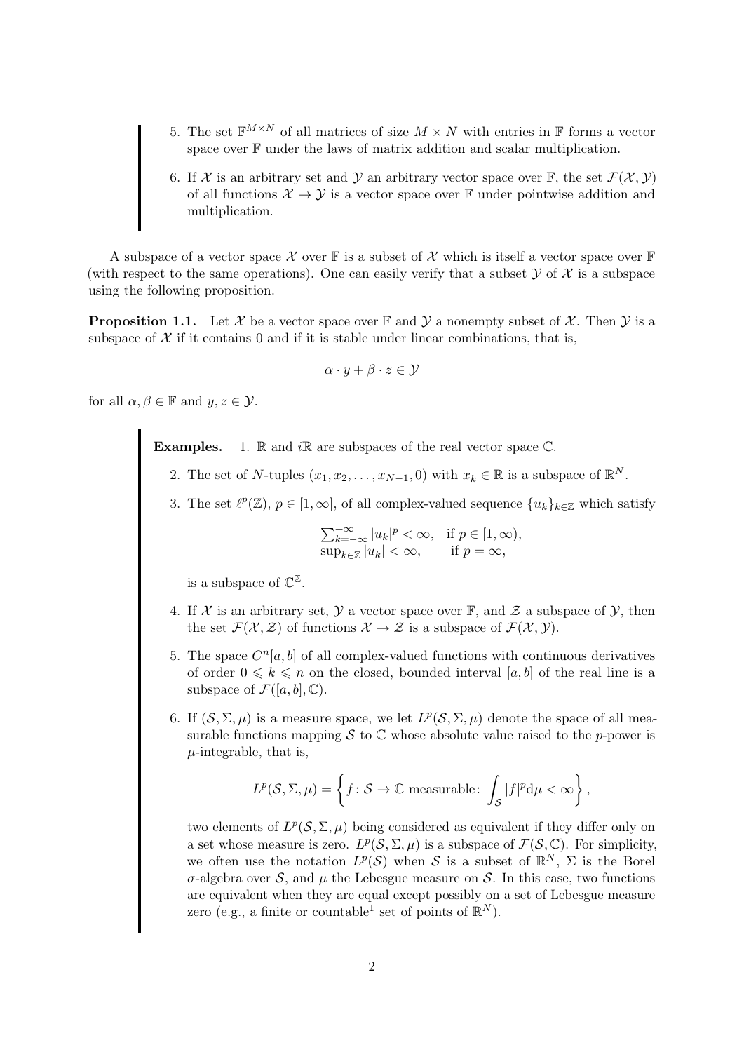5. The set $\mathbb{F}^{M\times N}$ of all matrices of size $M \times N$ with entries in $\mathbb{F}$ forms a vector space over $\mathbb{F}$ under the laws of matrix addition and scalar multiplication.

6. If $\mathcal{X}$ is an arbitrary set and $\mathcal{Y}$ an arbitrary vector space over $\mathbb{F}$, the set $\mathcal{F}(\mathcal{X}, \mathcal{Y})$ of all functions $\mathcal{X} \to \mathcal{Y}$ is a vector space over $\mathbb{F}$ under pointwise addition and multiplication.

A subspace of a vector space $\mathcal{X}$ over $\mathbb{F}$ is a subset of $\mathcal{X}$ which is itself a vector space over $\mathbb{F}$ (with respect to the same operations). One can easily verify that a subset $\mathcal{Y}$ of $\mathcal{X}$ is a subspace using the following proposition.

**Proposition 1.1.** Let $\mathcal{X}$ be a vector space over $\mathbb{F}$ and $\mathcal{Y}$ a nonempty subset of $\mathcal{X}$. Then $\mathcal{Y}$ is a subspace of $\mathcal{X}$ if it contains 0 and if it is stable under linear combinations, that is,

$$\alpha \cdot y + \beta \cdot z \in \mathcal{Y}$$

for all $\alpha, \beta \in \mathbb{F}$ and $y, z \in \mathcal{Y}$.

**Examples.**

1. $\mathbb{R}$ and $i\mathbb{R}$ are subspaces of the real vector space $\mathbb{C}$.

2. The set of $N$-tuples $(x_1, x_2, \ldots, x_{N-1}, 0)$ with $x_k \in \mathbb{R}$ is a subspace of $\mathbb{R}^N$.

3. The set $\ell^p(\mathbb{Z})$, $p \in [1, \infty]$, of all complex-valued sequence $\{u_k\}_{k\in\mathbb{Z}}$ which satisfy

$$\begin{array}{ll} \sum_{k=-\infty}^{+\infty} |u_k|^p < \infty, & \text{if } p \in [1, \infty), \\ \sup_{k\in\mathbb{Z}} |u_k| < \infty, & \text{if } p = \infty, \end{array}$$

is a subspace of $\mathbb{C}^{\mathbb{Z}}$.

4. If $\mathcal{X}$ is an arbitrary set, $\mathcal{Y}$ a vector space over $\mathbb{F}$, and $\mathcal{Z}$ a subspace of $\mathcal{Y}$, then the set $\mathcal{F}(\mathcal{X}, \mathcal{Z})$ of functions $\mathcal{X} \to \mathcal{Z}$ is a subspace of $\mathcal{F}(\mathcal{X}, \mathcal{Y})$.

5. The space $C^n[a, b]$ of all complex-valued functions with continuous derivatives of order $0 \leqslant k \leqslant n$ on the closed, bounded interval $[a, b]$ of the real line is a subspace of $\mathcal{F}([a, b], \mathbb{C})$.

6. If $(\mathcal{S}, \Sigma, \mu)$ is a measure space, we let $L^p(\mathcal{S}, \Sigma, \mu)$ denote the space of all measurable functions mapping $\mathcal{S}$ to $\mathbb{C}$ whose absolute value raised to the $p$-power is $\mu$-integrable, that is,

$$L^p(\mathcal{S}, \Sigma, \mu) = \left\{ f \colon \mathcal{S} \to \mathbb{C} \text{ measurable} \colon \int_{\mathcal{S}} |f|^p \mathrm{d}\mu < \infty \right\},$$

two elements of $L^p(\mathcal{S}, \Sigma, \mu)$ being considered as equivalent if they differ only on a set whose measure is zero. $L^p(\mathcal{S}, \Sigma, \mu)$ is a subspace of $\mathcal{F}(\mathcal{S}, \mathbb{C})$. For simplicity, we often use the notation $L^p(\mathcal{S})$ when $\mathcal{S}$ is a subset of $\mathbb{R}^N$, $\Sigma$ is the Borel $\sigma$-algebra over $\mathcal{S}$, and $\mu$ the Lebesgue measure on $\mathcal{S}$. In this case, two functions are equivalent when they are equal except possibly on a set of Lebesgue measure zero (e.g., a finite or countable[1] set of points of $\mathbb{R}^N$).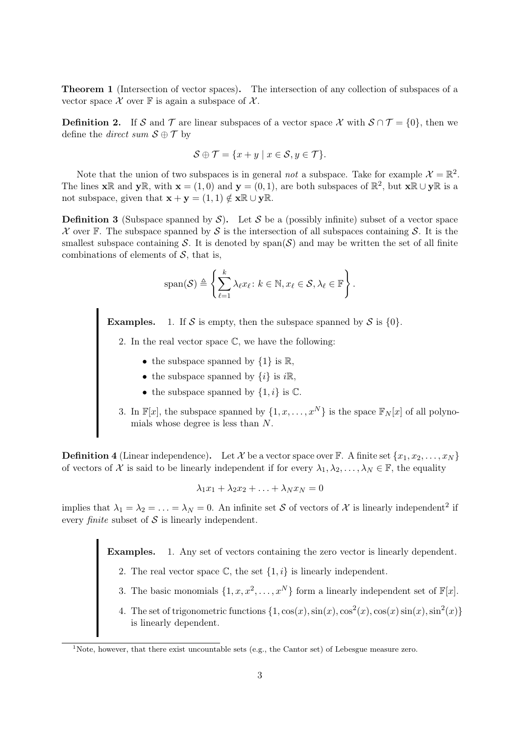**Theorem 1** (Intersection of vector spaces)**.** The intersection of any collection of subspaces of a vector space $\mathcal{X}$ over $\mathbb{F}$ is again a subspace of $\mathcal{X}$.

**Definition 2.** If $\mathcal{S}$ and $\mathcal{T}$ are linear subspaces of a vector space $\mathcal{X}$ with $\mathcal{S} \cap \mathcal{T} = \{0\}$, then we define the *direct sum* $\mathcal{S} \oplus \mathcal{T}$ by

$$\mathcal{S} \oplus \mathcal{T} = \{x + y \mid x \in \mathcal{S}, y \in \mathcal{T}\}.$$

Note that the union of two subspaces is in general *not* a subspace. Take for example $\mathcal{X} = \mathbb{R}^2$. The lines $\mathbf{x}\mathbb{R}$ and $\mathbf{y}\mathbb{R}$, with $\mathbf{x} = (1, 0)$ and $\mathbf{y} = (0, 1)$, are both subspaces of $\mathbb{R}^2$, but $\mathbf{x}\mathbb{R} \cup \mathbf{y}\mathbb{R}$ is a not subspace, given that $\mathbf{x} + \mathbf{y} = (1, 1) \notin \mathbf{x}\mathbb{R} \cup \mathbf{y}\mathbb{R}$.

**Definition 3** (Subspace spanned by $\mathcal{S}$)**.** Let $\mathcal{S}$ be a (possibly infinite) subset of a vector space $\mathcal{X}$ over $\mathbb{F}$. The subspace spanned by $\mathcal{S}$ is the intersection of all subspaces containing $\mathcal{S}$. It is the smallest subspace containing $\mathcal{S}$. It is denoted by $\operatorname{span}(\mathcal{S})$ and may be written the set of all finite combinations of elements of $\mathcal{S}$, that is,

$$\operatorname{span}(\mathcal{S}) \triangleq \left\{ \sum_{\ell=1}^{k} \lambda_\ell x_\ell \colon k \in \mathbb{N}, x_\ell \in \mathcal{S}, \lambda_\ell \in \mathbb{F} \right\}.$$

> **Examples.**
> 1. If $\mathcal{S}$ is empty, then the subspace spanned by $\mathcal{S}$ is $\{0\}$.
> 2. In the real vector space $\mathbb{C}$, we have the following:
>    - the subspace spanned by $\{1\}$ is $\mathbb{R}$,
>    - the subspace spanned by $\{i\}$ is $i\mathbb{R}$,
>    - the subspace spanned by $\{1, i\}$ is $\mathbb{C}$.
> 3. In $\mathbb{F}[x]$, the subspace spanned by $\{1, x, \ldots, x^N\}$ is the space $\mathbb{F}_N[x]$ of all polynomials whose degree is less than $N$.

**Definition 4** (Linear independence)**.** Let $\mathcal{X}$ be a vector space over $\mathbb{F}$. A finite set $\{x_1, x_2, \ldots, x_N\}$ of vectors of $\mathcal{X}$ is said to be linearly independent if for every $\lambda_1, \lambda_2, \ldots, \lambda_N \in \mathbb{F}$, the equality

$$\lambda_1 x_1 + \lambda_2 x_2 + \ldots + \lambda_N x_N = 0$$

implies that $\lambda_1 = \lambda_2 = \ldots = \lambda_N = 0$. An infinite set $\mathcal{S}$ of vectors of $\mathcal{X}$ is linearly independent[2] if every *finite* subset of $\mathcal{S}$ is linearly independent.

> **Examples.**
> 1. Any set of vectors containing the zero vector is linearly dependent.
> 2. The real vector space $\mathbb{C}$, the set $\{1, i\}$ is linearly independent.
> 3. The basic monomials $\{1, x, x^2, \ldots, x^N\}$ form a linearly independent set of $\mathbb{F}[x]$.
> 4. The set of trigonometric functions $\{1, \cos(x), \sin(x), \cos^2(x), \cos(x)\sin(x), \sin^2(x)\}$ is linearly dependent.

[1] Note, however, that there exist uncountable sets (e.g., the Cantor set) of Lebesgue measure zero.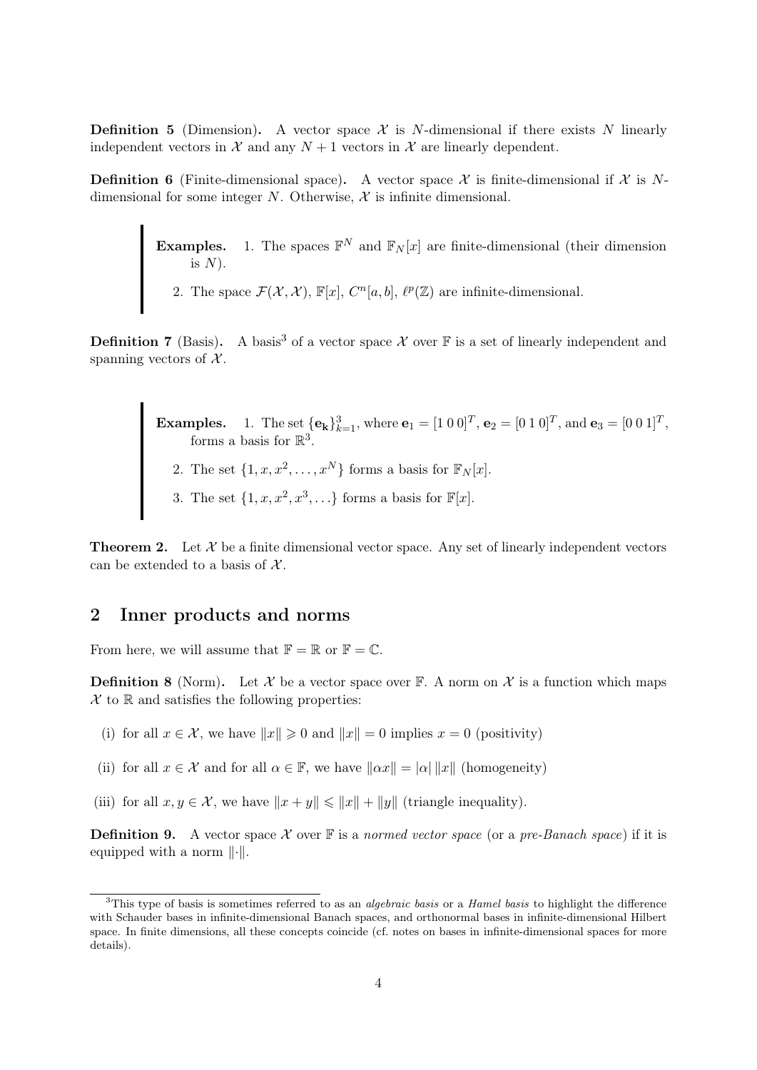**Definition 5** (Dimension)**.** A vector space $\mathcal{X}$ is $N$-dimensional if there exists $N$ linearly independent vectors in $\mathcal{X}$ and any $N+1$ vectors in $\mathcal{X}$ are linearly dependent.

**Definition 6** (Finite-dimensional space)**.** A vector space $\mathcal{X}$ is finite-dimensional if $\mathcal{X}$ is $N$-dimensional for some integer $N$. Otherwise, $\mathcal{X}$ is infinite dimensional.

> **Examples.**
> 1. The spaces $\mathbb{F}^N$ and $\mathbb{F}_N[x]$ are finite-dimensional (their dimension is $N$).
> 2. The space $\mathcal{F}(\mathcal{X}, \mathcal{X})$, $\mathbb{F}[x]$, $C^n[a,b]$, $\ell^p(\mathbb{Z})$ are infinite-dimensional.

**Definition 7** (Basis)**.** A basis[3] of a vector space $\mathcal{X}$ over $\mathbb{F}$ is a set of linearly independent and spanning vectors of $\mathcal{X}$.

> **Examples.**
> 1. The set $\{\mathbf{e_k}\}_{k=1}^3$, where $\mathbf{e}_1 = [1\ 0\ 0]^T$, $\mathbf{e}_2 = [0\ 1\ 0]^T$, and $\mathbf{e}_3 = [0\ 0\ 1]^T$, forms a basis for $\mathbb{R}^3$.
> 2. The set $\{1, x, x^2, \ldots, x^N\}$ forms a basis for $\mathbb{F}_N[x]$.
> 3. The set $\{1, x, x^2, x^3, \ldots\}$ forms a basis for $\mathbb{F}[x]$.

**Theorem 2.** Let $\mathcal{X}$ be a finite dimensional vector space. Any set of linearly independent vectors can be extended to a basis of $\mathcal{X}$.

## 2 Inner products and norms

From here, we will assume that $\mathbb{F} = \mathbb{R}$ or $\mathbb{F} = \mathbb{C}$.

**Definition 8** (Norm)**.** Let $\mathcal{X}$ be a vector space over $\mathbb{F}$. A norm on $\mathcal{X}$ is a function which maps $\mathcal{X}$ to $\mathbb{R}$ and satisfies the following properties:

(i) for all $x \in \mathcal{X}$, we have $\|x\| \geqslant 0$ and $\|x\| = 0$ implies $x = 0$ (positivity)

(ii) for all $x \in \mathcal{X}$ and for all $\alpha \in \mathbb{F}$, we have $\|\alpha x\| = |\alpha| \, \|x\|$ (homogeneity)

(iii) for all $x, y \in \mathcal{X}$, we have $\|x + y\| \leqslant \|x\| + \|y\|$ (triangle inequality).

**Definition 9.** A vector space $\mathcal{X}$ over $\mathbb{F}$ is a *normed vector space* (or a *pre-Banach space*) if it is equipped with a norm $\|\cdot\|$.

---

[3] This type of basis is sometimes referred to as an *algebraic basis* or a *Hamel basis* to highlight the difference with Schauder bases in infinite-dimensional Banach spaces, and orthonormal bases in infinite-dimensional Hilbert space. In finite dimensions, all these concepts coincide (cf. notes on bases in infinite-dimensional spaces for more details).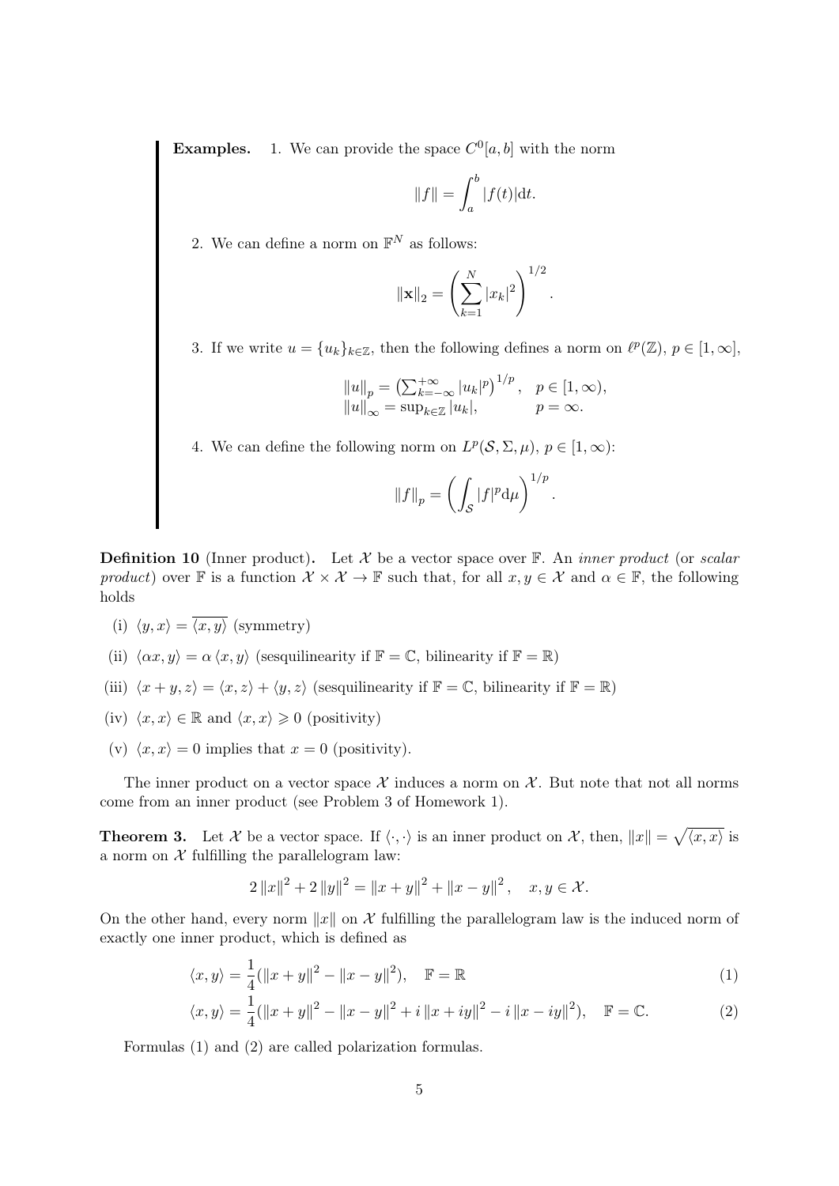**Examples.**

1. We can provide the space $C^0[a,b]$ with the norm
$$\|f\| = \int_a^b |f(t)|\mathrm{d}t.$$

2. We can define a norm on $\mathbb{F}^N$ as follows:
$$\|\mathbf{x}\|_2 = \left(\sum_{k=1}^{N} |x_k|^2\right)^{1/2}.$$

3. If we write $u = \{u_k\}_{k\in\mathbb{Z}}$, then the following defines a norm on $\ell^p(\mathbb{Z})$, $p \in [1,\infty]$,
$$\begin{array}{ll} \|u\|_p = \left(\sum_{k=-\infty}^{+\infty} |u_k|^p\right)^{1/p}, & p \in [1,\infty), \\ \|u\|_\infty = \sup_{k\in\mathbb{Z}} |u_k|, & p = \infty. \end{array}$$

4. We can define the following norm on $L^p(\mathcal{S},\Sigma,\mu)$, $p \in [1,\infty)$:
$$\|f\|_p = \left(\int_{\mathcal{S}} |f|^p \mathrm{d}\mu\right)^{1/p}.$$

**Definition 10** (Inner product)**.** Let $\mathcal{X}$ be a vector space over $\mathbb{F}$. An *inner product* (or *scalar product*) over $\mathbb{F}$ is a function $\mathcal{X} \times \mathcal{X} \to \mathbb{F}$ such that, for all $x, y \in \mathcal{X}$ and $\alpha \in \mathbb{F}$, the following holds

(i) $\langle y, x\rangle = \overline{\langle x, y\rangle}$ (symmetry)

(ii) $\langle \alpha x, y\rangle = \alpha \langle x, y\rangle$ (sesquilinearity if $\mathbb{F} = \mathbb{C}$, bilinearity if $\mathbb{F} = \mathbb{R}$)

(iii) $\langle x + y, z\rangle = \langle x, z\rangle + \langle y, z\rangle$ (sesquilinearity if $\mathbb{F} = \mathbb{C}$, bilinearity if $\mathbb{F} = \mathbb{R}$)

(iv) $\langle x, x\rangle \in \mathbb{R}$ and $\langle x, x\rangle \geqslant 0$ (positivity)

(v) $\langle x, x\rangle = 0$ implies that $x = 0$ (positivity).

The inner product on a vector space $\mathcal{X}$ induces a norm on $\mathcal{X}$. But note that not all norms come from an inner product (see Problem 3 of Homework 1).

**Theorem 3.** Let $\mathcal{X}$ be a vector space. If $\langle\cdot,\cdot\rangle$ is an inner product on $\mathcal{X}$, then, $\|x\| = \sqrt{\langle x, x\rangle}$ is a norm on $\mathcal{X}$ fulfilling the parallelogram law:
$$2\|x\|^2 + 2\|y\|^2 = \|x+y\|^2 + \|x-y\|^2, \quad x, y \in \mathcal{X}.$$
On the other hand, every norm $\|x\|$ on $\mathcal{X}$ fulfilling the parallelogram law is the induced norm of exactly one inner product, which is defined as
$$\langle x, y\rangle = \frac{1}{4}(\|x+y\|^2 - \|x-y\|^2), \quad \mathbb{F} = \mathbb{R} \tag{1}$$
$$\langle x, y\rangle = \frac{1}{4}(\|x+y\|^2 - \|x-y\|^2 + i\|x+iy\|^2 - i\|x-iy\|^2), \quad \mathbb{F} = \mathbb{C}. \tag{2}$$

Formulas (1) and (2) are called polarization formulas.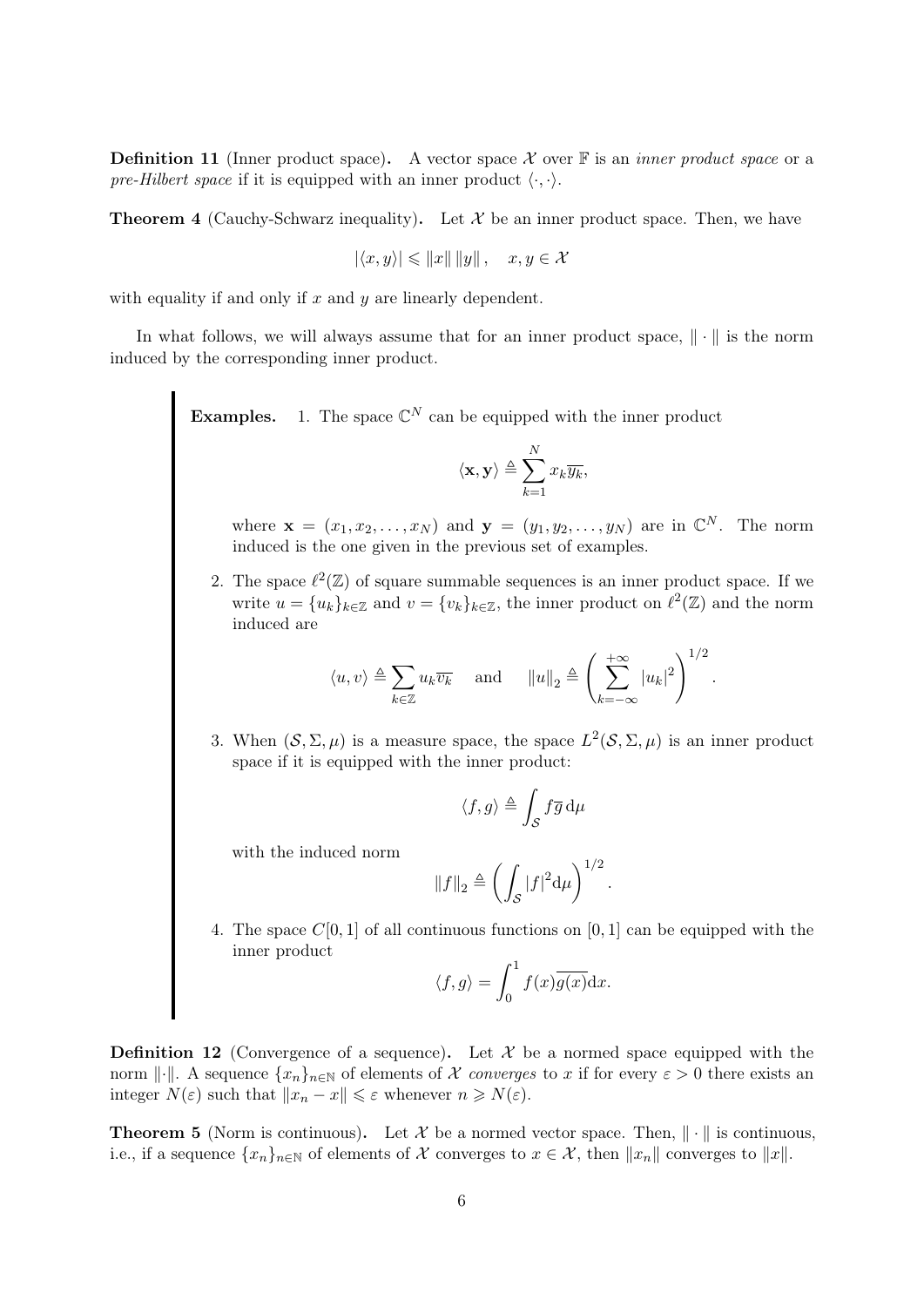**Definition 11** (Inner product space)**.** A vector space $\mathcal{X}$ over $\mathbb{F}$ is an *inner product space* or a *pre-Hilbert space* if it is equipped with an inner product $\langle \cdot, \cdot \rangle$.

**Theorem 4** (Cauchy-Schwarz inequality)**.** Let $\mathcal{X}$ be an inner product space. Then, we have

$$|\langle x, y \rangle| \leqslant \|x\| \, \|y\| \,, \quad x, y \in \mathcal{X}$$

with equality if and only if $x$ and $y$ are linearly dependent.

In what follows, we will always assume that for an inner product space, $\| \cdot \|$ is the norm induced by the corresponding inner product.

**Examples.**

1. The space $\mathbb{C}^N$ can be equipped with the inner product

$$\langle \mathbf{x}, \mathbf{y} \rangle \triangleq \sum_{k=1}^{N} x_k \overline{y_k},$$

where $\mathbf{x} = (x_1, x_2, \ldots, x_N)$ and $\mathbf{y} = (y_1, y_2, \ldots, y_N)$ are in $\mathbb{C}^N$. The norm induced is the one given in the previous set of examples.

2. The space $\ell^2(\mathbb{Z})$ of square summable sequences is an inner product space. If we write $u = \{u_k\}_{k \in \mathbb{Z}}$ and $v = \{v_k\}_{k \in \mathbb{Z}}$, the inner product on $\ell^2(\mathbb{Z})$ and the norm induced are

$$\langle u, v \rangle \triangleq \sum_{k \in \mathbb{Z}} u_k \overline{v_k} \quad \text{and} \quad \|u\|_2 \triangleq \left( \sum_{k=-\infty}^{+\infty} |u_k|^2 \right)^{1/2}.$$

3. When $(\mathcal{S}, \Sigma, \mu)$ is a measure space, the space $L^2(\mathcal{S}, \Sigma, \mu)$ is an inner product space if it is equipped with the inner product:

$$\langle f, g \rangle \triangleq \int_{\mathcal{S}} f \overline{g} \, \mathrm{d}\mu$$

with the induced norm

$$\|f\|_2 \triangleq \left( \int_{\mathcal{S}} |f|^2 \mathrm{d}\mu \right)^{1/2}.$$

4. The space $C[0,1]$ of all continuous functions on $[0,1]$ can be equipped with the inner product

$$\langle f, g \rangle = \int_0^1 f(x) \overline{g(x)} \mathrm{d}x.$$

**Definition 12** (Convergence of a sequence)**.** Let $\mathcal{X}$ be a normed space equipped with the norm $\|\cdot\|$. A sequence $\{x_n\}_{n \in \mathbb{N}}$ of elements of $\mathcal{X}$ *converges* to $x$ if for every $\varepsilon > 0$ there exists an integer $N(\varepsilon)$ such that $\|x_n - x\| \leqslant \varepsilon$ whenever $n \geqslant N(\varepsilon)$.

**Theorem 5** (Norm is continuous)**.** Let $\mathcal{X}$ be a normed vector space. Then, $\| \cdot \|$ is continuous, i.e., if a sequence $\{x_n\}_{n \in \mathbb{N}}$ of elements of $\mathcal{X}$ converges to $x \in \mathcal{X}$, then $\|x_n\|$ converges to $\|x\|$.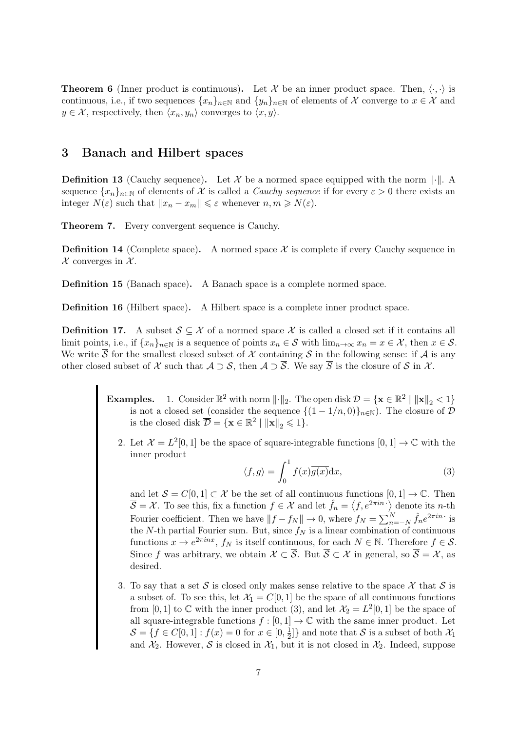**Theorem 6** (Inner product is continuous)**.** Let $\mathcal{X}$ be an inner product space. Then, $\langle \cdot, \cdot \rangle$ is continuous, i.e., if two sequences $\{x_n\}_{n\in\mathbb{N}}$ and $\{y_n\}_{n\in\mathbb{N}}$ of elements of $\mathcal{X}$ converge to $x \in \mathcal{X}$ and $y \in \mathcal{X}$, respectively, then $\langle x_n, y_n \rangle$ converges to $\langle x, y \rangle$.

## 3 Banach and Hilbert spaces

**Definition 13** (Cauchy sequence)**.** Let $\mathcal{X}$ be a normed space equipped with the norm $\|\cdot\|$. A sequence $\{x_n\}_{n\in\mathbb{N}}$ of elements of $\mathcal{X}$ is called a *Cauchy sequence* if for every $\varepsilon > 0$ there exists an integer $N(\varepsilon)$ such that $\|x_n - x_m\| \leqslant \varepsilon$ whenever $n, m \geqslant N(\varepsilon)$.

**Theorem 7.** Every convergent sequence is Cauchy.

**Definition 14** (Complete space)**.** A normed space $\mathcal{X}$ is complete if every Cauchy sequence in $\mathcal{X}$ converges in $\mathcal{X}$.

**Definition 15** (Banach space)**.** A Banach space is a complete normed space.

**Definition 16** (Hilbert space)**.** A Hilbert space is a complete inner product space.

**Definition 17.** A subset $\mathcal{S} \subseteq \mathcal{X}$ of a normed space $\mathcal{X}$ is called a closed set if it contains all limit points, i.e., if $\{x_n\}_{n\in\mathbb{N}}$ is a sequence of points $x_n \in \mathcal{S}$ with $\lim_{n\to\infty} x_n = x \in \mathcal{X}$, then $x \in \mathcal{S}$. We write $\overline{\mathcal{S}}$ for the smallest closed subset of $\mathcal{X}$ containing $\mathcal{S}$ in the following sense: if $\mathcal{A}$ is any other closed subset of $\mathcal{X}$ such that $\mathcal{A} \supset \mathcal{S}$, then $\mathcal{A} \supset \overline{\mathcal{S}}$. We say $\overline{\mathcal{S}}$ is the closure of $\mathcal{S}$ in $\mathcal{X}$.

**Examples.**

1. Consider $\mathbb{R}^2$ with norm $\|\cdot\|_2$. The open disk $\mathcal{D} = \{\mathbf{x} \in \mathbb{R}^2 \mid \|\mathbf{x}\|_2 < 1\}$ is not a closed set (consider the sequence $\{(1 - 1/n, 0)\}_{n\in\mathbb{N}}$). The closure of $\mathcal{D}$ is the closed disk $\overline{\mathcal{D}} = \{\mathbf{x} \in \mathbb{R}^2 \mid \|\mathbf{x}\|_2 \leqslant 1\}$.

2. Let $\mathcal{X} = L^2[0,1]$ be the space of square-integrable functions $[0,1] \to \mathbb{C}$ with the inner product
$$\langle f, g \rangle = \int_0^1 f(x)\overline{g(x)}\mathrm{d}x, \tag{3}$$
and let $\mathcal{S} = C[0,1] \subset \mathcal{X}$ be the set of all continuous functions $[0,1] \to \mathbb{C}$. Then $\overline{\mathcal{S}} = \mathcal{X}$. To see this, fix a function $f \in \mathcal{X}$ and let $\hat{f}_n = \langle f, e^{2\pi i n \cdot} \rangle$ denote its $n$-th Fourier coefficient. Then we have $\|f - f_N\| \to 0$, where $f_N = \sum_{n=-N}^{N} \hat{f}_n e^{2\pi i n \cdot}$ is the $N$-th partial Fourier sum. But, since $f_N$ is a linear combination of continuous functions $x \to e^{2\pi i n x}$, $f_N$ is itself continuous, for each $N \in \mathbb{N}$. Therefore $f \in \overline{\mathcal{S}}$. Since $f$ was arbitrary, we obtain $\mathcal{X} \subset \overline{\mathcal{S}}$. But $\overline{\mathcal{S}} \subset \mathcal{X}$ in general, so $\overline{\mathcal{S}} = \mathcal{X}$, as desired.

3. To say that a set $\mathcal{S}$ is closed only makes sense relative to the space $\mathcal{X}$ that $\mathcal{S}$ is a subset of. To see this, let $\mathcal{X}_1 = C[0,1]$ be the space of all continuous functions from $[0,1]$ to $\mathbb{C}$ with the inner product (3), and let $\mathcal{X}_2 = L^2[0,1]$ be the space of all square-integrable functions $f : [0,1] \to \mathbb{C}$ with the same inner product. Let $\mathcal{S} = \{f \in C[0,1] : f(x) = 0 \text{ for } x \in [0, \frac{1}{2}]\}$ and note that $\mathcal{S}$ is a subset of both $\mathcal{X}_1$ and $\mathcal{X}_2$. However, $\mathcal{S}$ is closed in $\mathcal{X}_1$, but it is not closed in $\mathcal{X}_2$. Indeed, suppose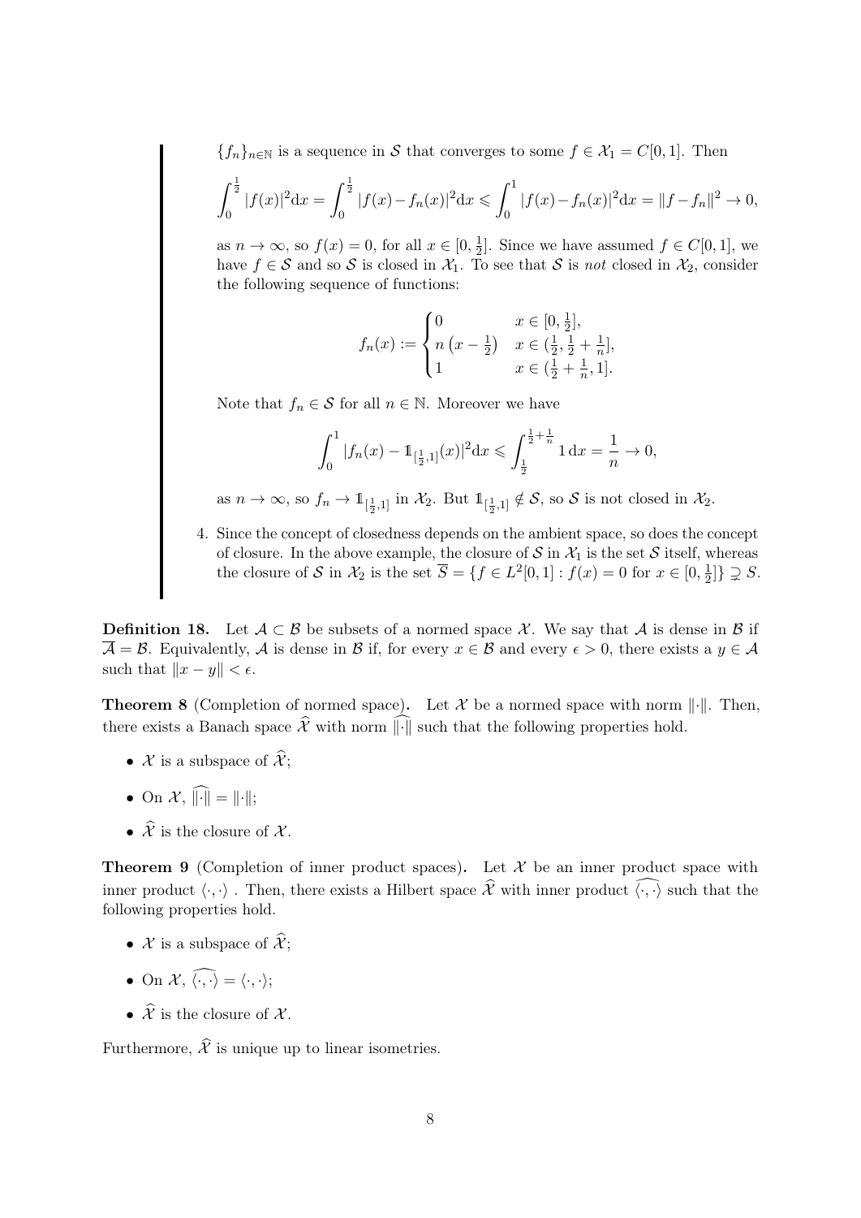$\{f_n\}_{n\in\mathbb{N}}$ is a sequence in $\mathcal{S}$ that converges to some $f \in \mathcal{X}_1 = C[0,1]$. Then

$$\int_0^{\frac{1}{2}} |f(x)|^2 \mathrm{d}x = \int_0^{\frac{1}{2}} |f(x) - f_n(x)|^2 \mathrm{d}x \leqslant \int_0^1 |f(x) - f_n(x)|^2 \mathrm{d}x = \|f - f_n\|^2 \to 0,$$

as $n \to \infty$, so $f(x) = 0$, for all $x \in [0, \frac{1}{2}]$. Since we have assumed $f \in C[0,1]$, we have $f \in \mathcal{S}$ and so $\mathcal{S}$ is closed in $\mathcal{X}_1$. To see that $\mathcal{S}$ is *not* closed in $\mathcal{X}_2$, consider the following sequence of functions:

$$f_n(x) := \begin{cases} 0 & x \in [0, \frac{1}{2}], \\ n\left(x - \frac{1}{2}\right) & x \in (\frac{1}{2}, \frac{1}{2} + \frac{1}{n}], \\ 1 & x \in (\frac{1}{2} + \frac{1}{n}, 1]. \end{cases}$$

Note that $f_n \in \mathcal{S}$ for all $n \in \mathbb{N}$. Moreover we have

$$\int_0^1 |f_n(x) - \mathbb{1}_{[\frac{1}{2},1]}(x)|^2 \mathrm{d}x \leqslant \int_{\frac{1}{2}}^{\frac{1}{2}+\frac{1}{n}} 1 \,\mathrm{d}x = \frac{1}{n} \to 0,$$

as $n \to \infty$, so $f_n \to \mathbb{1}_{[\frac{1}{2},1]}$ in $\mathcal{X}_2$. But $\mathbb{1}_{[\frac{1}{2},1]} \notin \mathcal{S}$, so $\mathcal{S}$ is not closed in $\mathcal{X}_2$.

4. Since the concept of closedness depends on the ambient space, so does the concept of closure. In the above example, the closure of $\mathcal{S}$ in $\mathcal{X}_1$ is the set $\mathcal{S}$ itself, whereas the closure of $\mathcal{S}$ in $\mathcal{X}_2$ is the set $\overline{S} = \{f \in L^2[0,1] : f(x) = 0 \text{ for } x \in [0, \frac{1}{2}]\} \supsetneq S$.

**Definition 18.** Let $\mathcal{A} \subset \mathcal{B}$ be subsets of a normed space $\mathcal{X}$. We say that $\mathcal{A}$ is dense in $\mathcal{B}$ if $\overline{\mathcal{A}} = \mathcal{B}$. Equivalently, $\mathcal{A}$ is dense in $\mathcal{B}$ if, for every $x \in \mathcal{B}$ and every $\epsilon > 0$, there exists a $y \in \mathcal{A}$ such that $\|x - y\| < \epsilon$.

**Theorem 8** (Completion of normed space)**.** Let $\mathcal{X}$ be a normed space with norm $\|\cdot\|$. Then, there exists a Banach space $\widehat{\mathcal{X}}$ with norm $\widehat{\|\cdot\|}$ such that the following properties hold.

- $\mathcal{X}$ is a subspace of $\widehat{\mathcal{X}}$;
- On $\mathcal{X}$, $\widehat{\|\cdot\|} = \|\cdot\|$;
- $\widehat{\mathcal{X}}$ is the closure of $\mathcal{X}$.

**Theorem 9** (Completion of inner product spaces)**.** Let $\mathcal{X}$ be an inner product space with inner product $\langle \cdot, \cdot \rangle$ . Then, there exists a Hilbert space $\widehat{\mathcal{X}}$ with inner product $\widehat{\langle \cdot, \cdot \rangle}$ such that the following properties hold.

- $\mathcal{X}$ is a subspace of $\widehat{\mathcal{X}}$;
- On $\mathcal{X}$, $\widehat{\langle \cdot, \cdot \rangle} = \langle \cdot, \cdot \rangle$;
- $\widehat{\mathcal{X}}$ is the closure of $\mathcal{X}$.

Furthermore, $\widehat{\mathcal{X}}$ is unique up to linear isometries.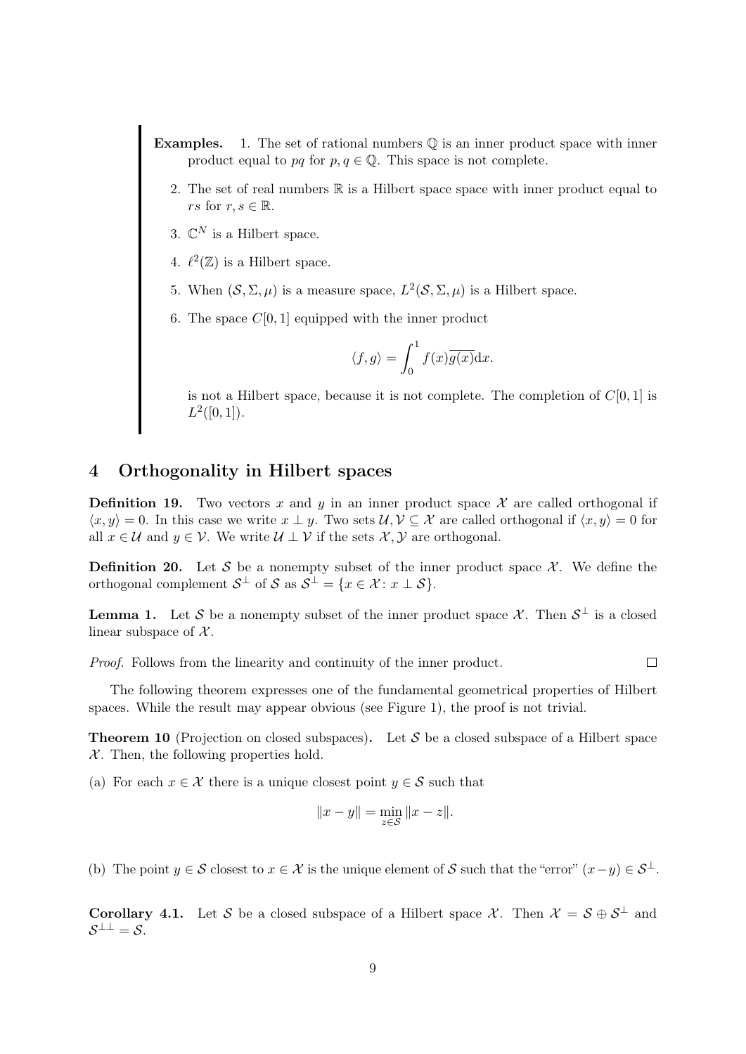**Examples.** 1. The set of rational numbers $\mathbb{Q}$ is an inner product space with inner product equal to $pq$ for $p, q \in \mathbb{Q}$. This space is not complete.

2. The set of real numbers $\mathbb{R}$ is a Hilbert space space with inner product equal to $rs$ for $r, s \in \mathbb{R}$.

3. $\mathbb{C}^N$ is a Hilbert space.

4. $\ell^2(\mathbb{Z})$ is a Hilbert space.

5. When $(\mathcal{S}, \Sigma, \mu)$ is a measure space, $L^2(\mathcal{S}, \Sigma, \mu)$ is a Hilbert space.

6. The space $C[0,1]$ equipped with the inner product

$$\langle f, g \rangle = \int_0^1 f(x)\overline{g(x)}\mathrm{d}x.$$

is not a Hilbert space, because it is not complete. The completion of $C[0,1]$ is $L^2([0,1])$.

## 4 Orthogonality in Hilbert spaces

**Definition 19.** Two vectors $x$ and $y$ in an inner product space $\mathcal{X}$ are called orthogonal if $\langle x, y \rangle = 0$. In this case we write $x \perp y$. Two sets $\mathcal{U}, \mathcal{V} \subseteq \mathcal{X}$ are called orthogonal if $\langle x, y \rangle = 0$ for all $x \in \mathcal{U}$ and $y \in \mathcal{V}$. We write $\mathcal{U} \perp \mathcal{V}$ if the sets $\mathcal{X}, \mathcal{Y}$ are orthogonal.

**Definition 20.** Let $\mathcal{S}$ be a nonempty subset of the inner product space $\mathcal{X}$. We define the orthogonal complement $\mathcal{S}^\perp$ of $\mathcal{S}$ as $\mathcal{S}^\perp = \{x \in \mathcal{X} : x \perp \mathcal{S}\}$.

**Lemma 1.** Let $\mathcal{S}$ be a nonempty subset of the inner product space $\mathcal{X}$. Then $\mathcal{S}^\perp$ is a closed linear subspace of $\mathcal{X}$.

*Proof.* Follows from the linearity and continuity of the inner product. □

The following theorem expresses one of the fundamental geometrical properties of Hilbert spaces. While the result may appear obvious (see Figure 1), the proof is not trivial.

**Theorem 10** (Projection on closed subspaces)**.** Let $\mathcal{S}$ be a closed subspace of a Hilbert space $\mathcal{X}$. Then, the following properties hold.

(a) For each $x \in \mathcal{X}$ there is a unique closest point $y \in \mathcal{S}$ such that

$$\|x - y\| = \min_{z \in \mathcal{S}} \|x - z\|.$$

(b) The point $y \in \mathcal{S}$ closest to $x \in \mathcal{X}$ is the unique element of $\mathcal{S}$ such that the "error" $(x - y) \in \mathcal{S}^\perp$.

**Corollary 4.1.** Let $\mathcal{S}$ be a closed subspace of a Hilbert space $\mathcal{X}$. Then $\mathcal{X} = \mathcal{S} \oplus \mathcal{S}^\perp$ and $\mathcal{S}^{\perp\perp} = \mathcal{S}$.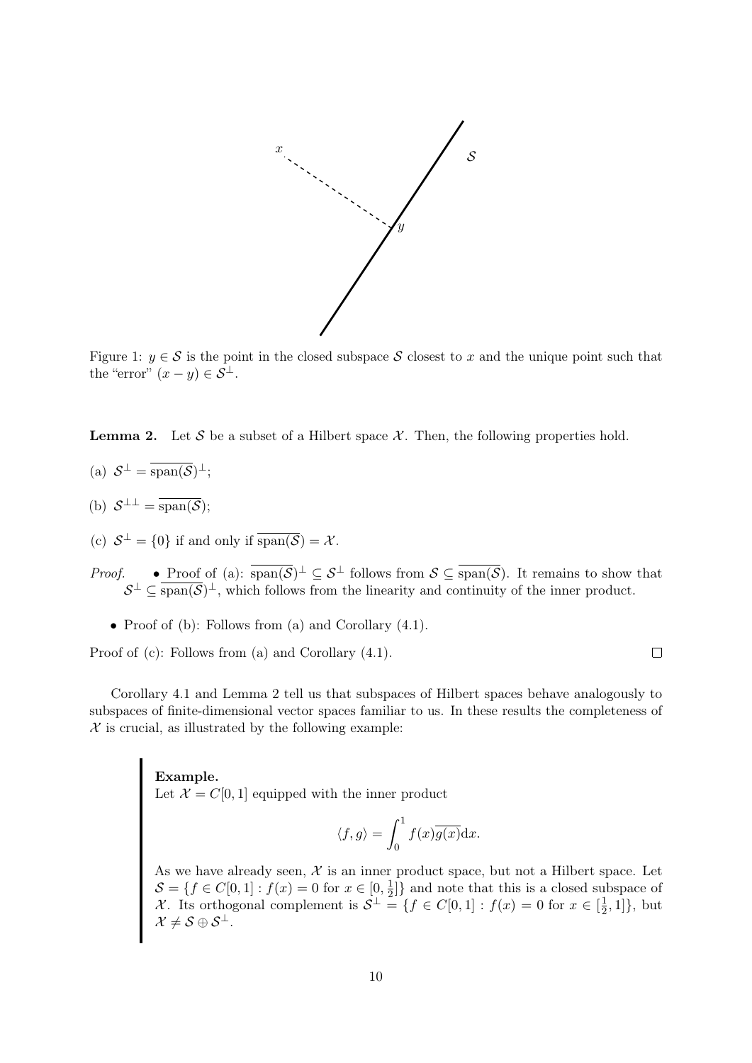Figure 1: $y \in \mathcal{S}$ is the point in the closed subspace $\mathcal{S}$ closest to $x$ and the unique point such that the "error" $(x - y) \in \mathcal{S}^\perp$.

**Lemma 2.** Let $\mathcal{S}$ be a subset of a Hilbert space $\mathcal{X}$. Then, the following properties hold.

(a) $\mathcal{S}^\perp = \overline{\text{span}(\mathcal{S})}^\perp$;

(b) $\mathcal{S}^{\perp\perp} = \overline{\text{span}(\mathcal{S})}$;

(c) $\mathcal{S}^\perp = \{0\}$ if and only if $\overline{\text{span}(\mathcal{S})} = \mathcal{X}$.

*Proof.*

- Proof of (a): $\overline{\text{span}(\mathcal{S})}^\perp \subseteq \mathcal{S}^\perp$ follows from $\mathcal{S} \subseteq \overline{\text{span}(\mathcal{S})}$. It remains to show that $\mathcal{S}^\perp \subseteq \overline{\text{span}(\mathcal{S})}^\perp$, which follows from the linearity and continuity of the inner product.
- Proof of (b): Follows from (a) and Corollary (4.1).

Proof of (c): Follows from (a) and Corollary (4.1). □

Corollary 4.1 and Lemma 2 tell us that subspaces of Hilbert spaces behave analogously to subspaces of finite-dimensional vector spaces familiar to us. In these results the completeness of $\mathcal{X}$ is crucial, as illustrated by the following example:

> **Example.**
> Let $\mathcal{X} = C[0, 1]$ equipped with the inner product
>
> $$\langle f, g \rangle = \int_0^1 f(x)\overline{g(x)}\mathrm{d}x.$$
>
> As we have already seen, $\mathcal{X}$ is an inner product space, but not a Hilbert space. Let $\mathcal{S} = \{f \in C[0, 1] : f(x) = 0 \text{ for } x \in [0, \frac{1}{2}]\}$ and note that this is a closed subspace of $\mathcal{X}$. Its orthogonal complement is $\mathcal{S}^\perp = \{f \in C[0, 1] : f(x) = 0 \text{ for } x \in [\frac{1}{2}, 1]\}$, but $\mathcal{X} \neq \mathcal{S} \oplus \mathcal{S}^\perp$.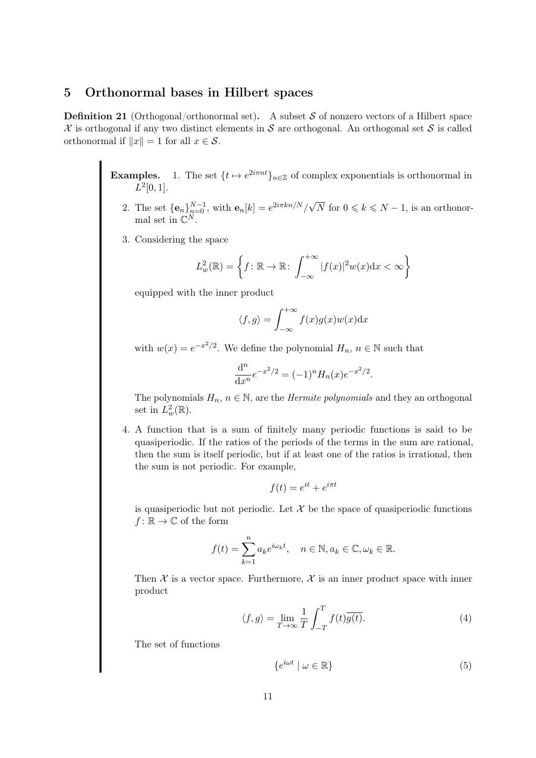## 5 Orthonormal bases in Hilbert spaces

**Definition 21** (Orthogonal/orthonormal set)**.** A subset $\mathcal{S}$ of nonzero vectors of a Hilbert space $\mathcal{X}$ is orthogonal if any two distinct elements in $\mathcal{S}$ are orthogonal. An orthogonal set $\mathcal{S}$ is called orthonormal if $\|x\| = 1$ for all $x \in \mathcal{S}$.

**Examples.**

1. The set $\{t \mapsto e^{2i\pi nt}\}_{n\in\mathbb{Z}}$ of complex exponentials is orthonormal in $L^2[0,1]$.

2. The set $\{\mathbf{e}_n\}_{n=0}^{N-1}$, with $\mathbf{e}_n[k] = e^{2i\pi kn/N}/\sqrt{N}$ for $0 \leqslant k \leqslant N-1$, is an orthonormal set in $\mathbb{C}^N$.

3. Considering the space

$$L^2_w(\mathbb{R}) = \left\{ f \colon \mathbb{R} \to \mathbb{R} \colon \int_{-\infty}^{+\infty} |f(x)|^2 w(x) \mathrm{d}x < \infty \right\}$$

equipped with the inner product

$$\langle f, g \rangle = \int_{-\infty}^{+\infty} f(x) g(x) w(x) \mathrm{d}x$$

with $w(x) = e^{-x^2/2}$. We define the polynomial $H_n$, $n \in \mathbb{N}$ such that

$$\frac{\mathrm{d}^n}{\mathrm{d}x^n} e^{-x^2/2} = (-1)^n H_n(x) e^{-x^2/2}.$$

The polynomials $H_n$, $n \in \mathbb{N}$, are the *Hermite polynomials* and they an orthogonal set in $L^2_w(\mathbb{R})$.

4. A function that is a sum of finitely many periodic functions is said to be quasiperiodic. If the ratios of the periods of the terms in the sum are rational, then the sum is itself periodic, but if at least one of the ratios is irrational, then the sum is not periodic. For example,

$$f(t) = e^{it} + e^{i\pi t}$$

is quasiperiodic but not periodic. Let $\mathcal{X}$ be the space of quasiperiodic functions $f \colon \mathbb{R} \to \mathbb{C}$ of the form

$$f(t) = \sum_{k=1}^{n} a_k e^{i\omega_k t}, \quad n \in \mathbb{N}, a_k \in \mathbb{C}, \omega_k \in \mathbb{R}.$$

Then $\mathcal{X}$ is a vector space. Furthermore, $\mathcal{X}$ is an inner product space with inner product

$$\langle f, g \rangle = \lim_{T \to \infty} \frac{1}{T} \int_{-T}^{T} f(t) \overline{g(t)}. \tag{4}$$

The set of functions

$$\{ e^{i\omega t} \mid \omega \in \mathbb{R} \} \tag{5}$$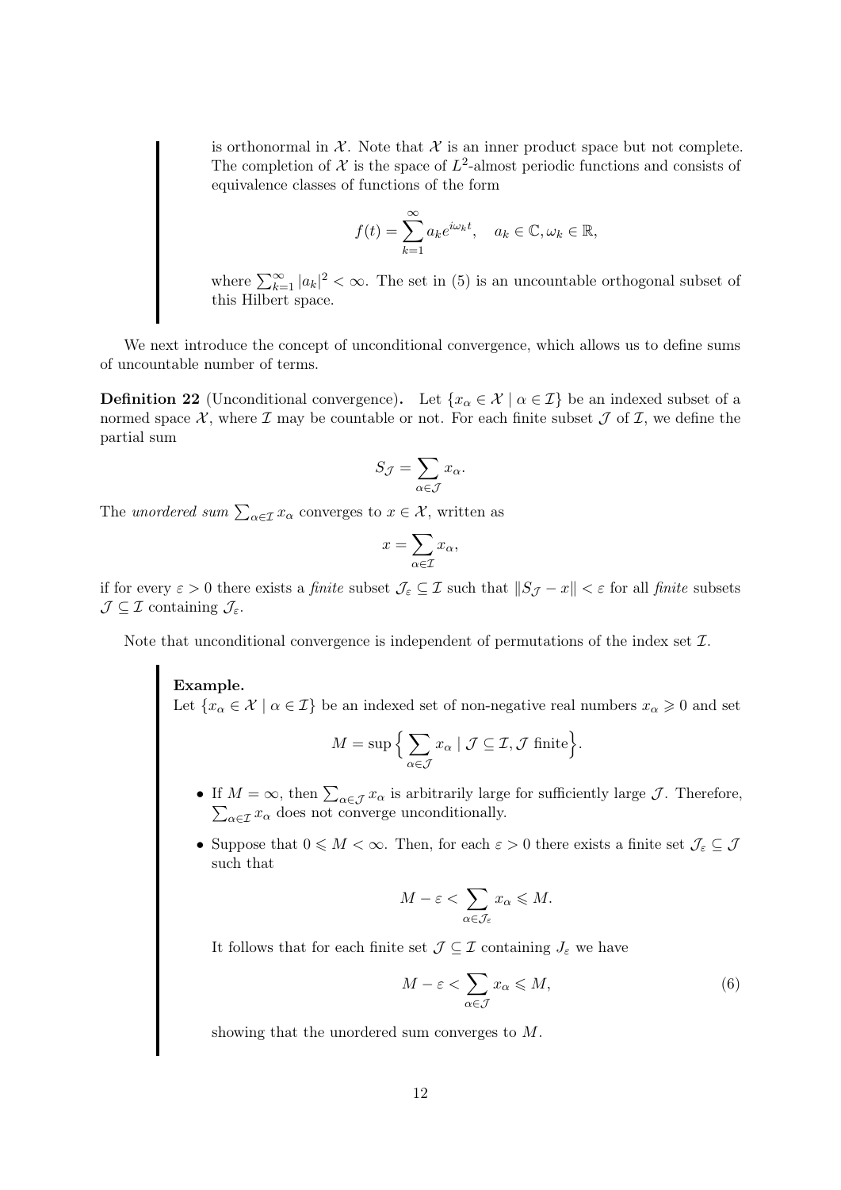is orthonormal in $\mathcal{X}$. Note that $\mathcal{X}$ is an inner product space but not complete. The completion of $\mathcal{X}$ is the space of $L^2$-almost periodic functions and consists of equivalence classes of functions of the form

$$f(t) = \sum_{k=1}^{\infty} a_k e^{i\omega_k t}, \quad a_k \in \mathbb{C}, \omega_k \in \mathbb{R},$$

where $\sum_{k=1}^{\infty} |a_k|^2 < \infty$. The set in (5) is an uncountable orthogonal subset of this Hilbert space.

We next introduce the concept of unconditional convergence, which allows us to define sums of uncountable number of terms.

**Definition 22** (Unconditional convergence)**.** Let $\{x_\alpha \in \mathcal{X} \mid \alpha \in \mathcal{I}\}$ be an indexed subset of a normed space $\mathcal{X}$, where $\mathcal{I}$ may be countable or not. For each finite subset $\mathcal{J}$ of $\mathcal{I}$, we define the partial sum

$$S_{\mathcal{J}} = \sum_{\alpha \in \mathcal{J}} x_\alpha.$$

The *unordered sum* $\sum_{\alpha \in \mathcal{I}} x_\alpha$ converges to $x \in \mathcal{X}$, written as

$$x = \sum_{\alpha \in \mathcal{I}} x_\alpha,$$

if for every $\varepsilon > 0$ there exists a *finite* subset $\mathcal{J}_\varepsilon \subseteq \mathcal{I}$ such that $\|S_{\mathcal{J}} - x\| < \varepsilon$ for all *finite* subsets $\mathcal{J} \subseteq \mathcal{I}$ containing $\mathcal{J}_\varepsilon$.

Note that unconditional convergence is independent of permutations of the index set $\mathcal{I}$.

**Example.**
Let $\{x_\alpha \in \mathcal{X} \mid \alpha \in \mathcal{I}\}$ be an indexed set of non-negative real numbers $x_\alpha \geqslant 0$ and set

$$M = \sup\Big\{ \sum_{\alpha \in \mathcal{J}} x_\alpha \mid \mathcal{J} \subseteq \mathcal{I}, \mathcal{J} \text{ finite}\Big\}.$$

- If $M = \infty$, then $\sum_{\alpha \in \mathcal{J}} x_\alpha$ is arbitrarily large for sufficiently large $\mathcal{J}$. Therefore, $\sum_{\alpha \in \mathcal{I}} x_\alpha$ does not converge unconditionally.
- Suppose that $0 \leqslant M < \infty$. Then, for each $\varepsilon > 0$ there exists a finite set $\mathcal{J}_\varepsilon \subseteq \mathcal{J}$ such that

  $$M - \varepsilon < \sum_{\alpha \in \mathcal{J}_\varepsilon} x_\alpha \leqslant M.$$

  It follows that for each finite set $\mathcal{J} \subseteq \mathcal{I}$ containing $J_\varepsilon$ we have

  $$M - \varepsilon < \sum_{\alpha \in \mathcal{J}} x_\alpha \leqslant M, \tag{6}$$

  showing that the unordered sum converges to $M$.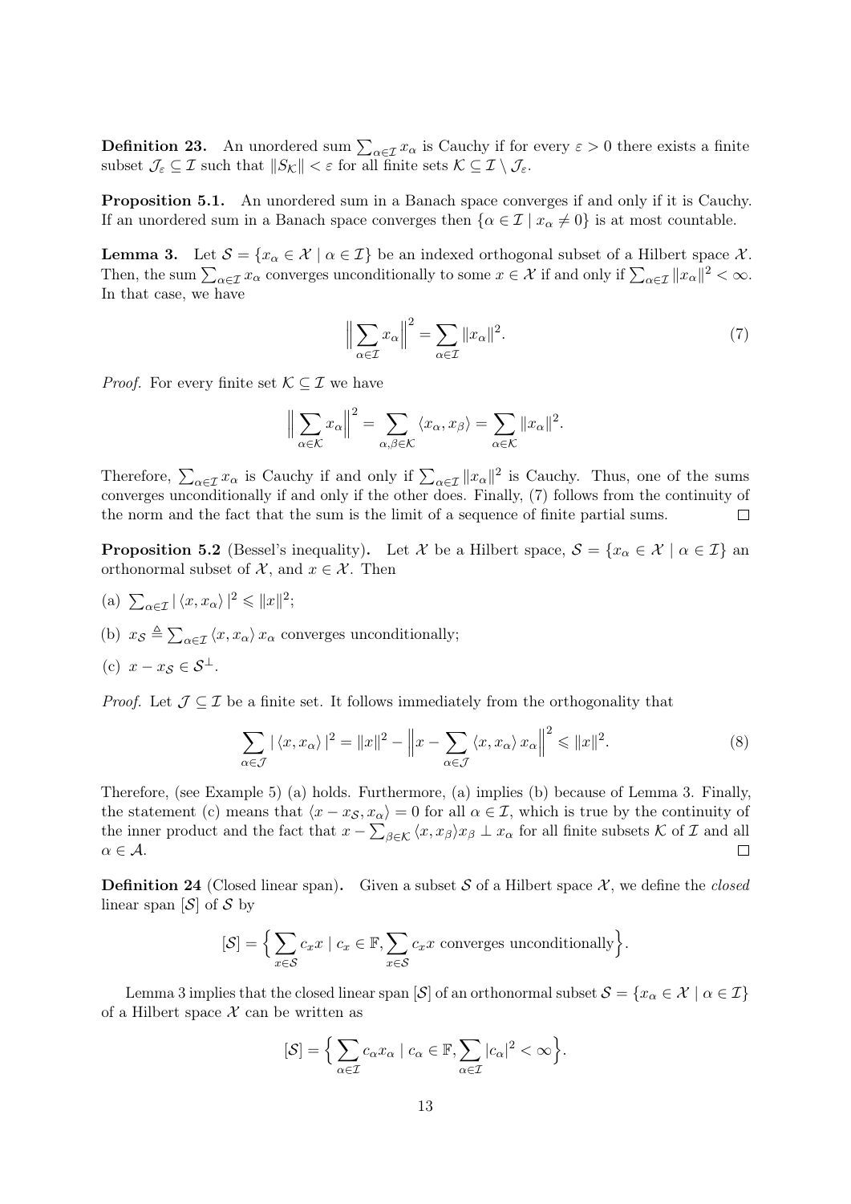**Definition 23.** An unordered sum $\sum_{\alpha \in \mathcal{I}} x_\alpha$ is Cauchy if for every $\varepsilon > 0$ there exists a finite subset $\mathcal{J}_\varepsilon \subseteq \mathcal{I}$ such that $\|S_\mathcal{K}\| < \varepsilon$ for all finite sets $\mathcal{K} \subseteq \mathcal{I} \setminus \mathcal{J}_\varepsilon$.

**Proposition 5.1.** An unordered sum in a Banach space converges if and only if it is Cauchy. If an unordered sum in a Banach space converges then $\{\alpha \in \mathcal{I} \mid x_\alpha \neq 0\}$ is at most countable.

**Lemma 3.** Let $\mathcal{S} = \{x_\alpha \in \mathcal{X} \mid \alpha \in \mathcal{I}\}$ be an indexed orthogonal subset of a Hilbert space $\mathcal{X}$. Then, the sum $\sum_{\alpha \in \mathcal{I}} x_\alpha$ converges unconditionally to some $x \in \mathcal{X}$ if and only if $\sum_{\alpha \in \mathcal{I}} \|x_\alpha\|^2 < \infty$. In that case, we have

$$\Big\| \sum_{\alpha \in \mathcal{I}} x_\alpha \Big\|^2 = \sum_{\alpha \in \mathcal{I}} \|x_\alpha\|^2. \tag{7}$$

*Proof.* For every finite set $\mathcal{K} \subseteq \mathcal{I}$ we have

$$\Big\| \sum_{\alpha \in \mathcal{K}} x_\alpha \Big\|^2 = \sum_{\alpha, \beta \in \mathcal{K}} \langle x_\alpha, x_\beta \rangle = \sum_{\alpha \in \mathcal{K}} \|x_\alpha\|^2.$$

Therefore, $\sum_{\alpha \in \mathcal{I}} x_\alpha$ is Cauchy if and only if $\sum_{\alpha \in \mathcal{I}} \|x_\alpha\|^2$ is Cauchy. Thus, one of the sums converges unconditionally if and only if the other does. Finally, (7) follows from the continuity of the norm and the fact that the sum is the limit of a sequence of finite partial sums. $\square$

**Proposition 5.2** (Bessel's inequality)**.** Let $\mathcal{X}$ be a Hilbert space, $\mathcal{S} = \{x_\alpha \in \mathcal{X} \mid \alpha \in \mathcal{I}\}$ an orthonormal subset of $\mathcal{X}$, and $x \in \mathcal{X}$. Then

(a) $\sum_{\alpha \in \mathcal{I}} |\langle x, x_\alpha \rangle|^2 \leqslant \|x\|^2$;

(b) $x_\mathcal{S} \triangleq \sum_{\alpha \in \mathcal{I}} \langle x, x_\alpha \rangle \, x_\alpha$ converges unconditionally;

(c) $x - x_\mathcal{S} \in \mathcal{S}^\perp$.

*Proof.* Let $\mathcal{J} \subseteq \mathcal{I}$ be a finite set. It follows immediately from the orthogonality that

$$\sum_{\alpha \in \mathcal{J}} |\langle x, x_\alpha \rangle|^2 = \|x\|^2 - \Big\| x - \sum_{\alpha \in \mathcal{J}} \langle x, x_\alpha \rangle \, x_\alpha \Big\|^2 \leqslant \|x\|^2. \tag{8}$$

Therefore, (see Example 5) (a) holds. Furthermore, (a) implies (b) because of Lemma 3. Finally, the statement (c) means that $\langle x - x_\mathcal{S}, x_\alpha \rangle = 0$ for all $\alpha \in \mathcal{I}$, which is true by the continuity of the inner product and the fact that $x - \sum_{\beta \in \mathcal{K}} \langle x, x_\beta \rangle x_\beta \perp x_\alpha$ for all finite subsets $\mathcal{K}$ of $\mathcal{I}$ and all $\alpha \in \mathcal{A}$. $\square$

**Definition 24** (Closed linear span)**.** Given a subset $\mathcal{S}$ of a Hilbert space $\mathcal{X}$, we define the *closed* linear span $[\mathcal{S}]$ of $\mathcal{S}$ by

$$[\mathcal{S}] = \Big\{ \sum_{x \in \mathcal{S}} c_x x \mid c_x \in \mathbb{F}, \sum_{x \in \mathcal{S}} c_x x \text{ converges unconditionally} \Big\}.$$

Lemma 3 implies that the closed linear span $[\mathcal{S}]$ of an orthonormal subset $\mathcal{S} = \{x_\alpha \in \mathcal{X} \mid \alpha \in \mathcal{I}\}$ of a Hilbert space $\mathcal{X}$ can be written as

$$[\mathcal{S}] = \Big\{ \sum_{\alpha \in \mathcal{I}} c_\alpha x_\alpha \mid c_\alpha \in \mathbb{F}, \sum_{\alpha \in \mathcal{I}} |c_\alpha|^2 < \infty \Big\}.$$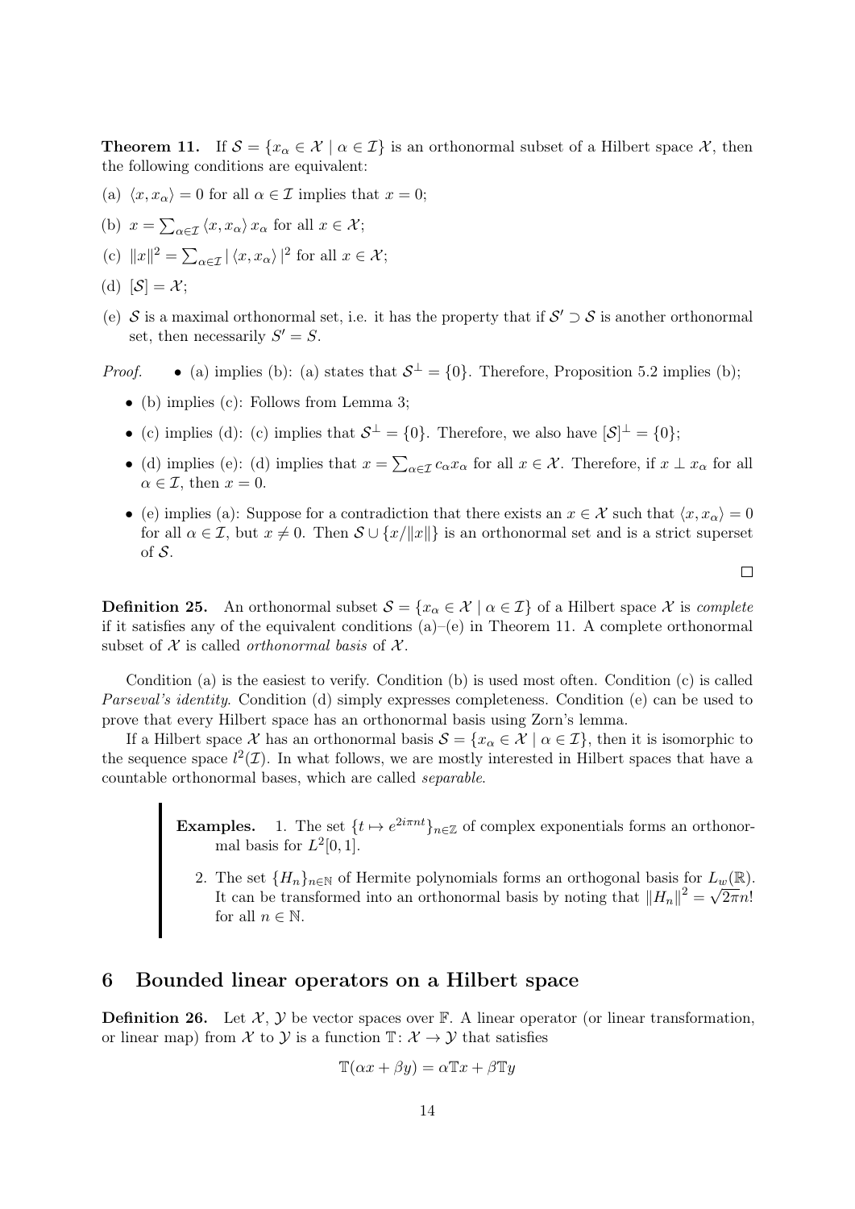**Theorem 11.** If $\mathcal{S} = \{x_\alpha \in \mathcal{X} \mid \alpha \in \mathcal{I}\}$ is an orthonormal subset of a Hilbert space $\mathcal{X}$, then the following conditions are equivalent:

(a) $\langle x, x_\alpha \rangle = 0$ for all $\alpha \in \mathcal{I}$ implies that $x = 0$;

(b) $x = \sum_{\alpha \in \mathcal{I}} \langle x, x_\alpha \rangle \, x_\alpha$ for all $x \in \mathcal{X}$;

(c) $\|x\|^2 = \sum_{\alpha \in \mathcal{I}} | \langle x, x_\alpha \rangle |^2$ for all $x \in \mathcal{X}$;

(d) $[\mathcal{S}] = \mathcal{X}$;

(e) $\mathcal{S}$ is a maximal orthonormal set, i.e. it has the property that if $\mathcal{S}' \supset \mathcal{S}$ is another orthonormal set, then necessarily $S' = S$.

*Proof.*

- (a) implies (b): (a) states that $\mathcal{S}^\perp = \{0\}$. Therefore, Proposition 5.2 implies (b);
- (b) implies (c): Follows from Lemma 3;
- (c) implies (d): (c) implies that $\mathcal{S}^\perp = \{0\}$. Therefore, we also have $[\mathcal{S}]^\perp = \{0\}$;
- (d) implies (e): (d) implies that $x = \sum_{\alpha \in \mathcal{I}} c_\alpha x_\alpha$ for all $x \in \mathcal{X}$. Therefore, if $x \perp x_\alpha$ for all $\alpha \in \mathcal{I}$, then $x = 0$.
- (e) implies (a): Suppose for a contradiction that there exists an $x \in \mathcal{X}$ such that $\langle x, x_\alpha \rangle = 0$ for all $\alpha \in \mathcal{I}$, but $x \neq 0$. Then $\mathcal{S} \cup \{x/\|x\|\}$ is an orthonormal set and is a strict superset of $\mathcal{S}$.

□

**Definition 25.** An orthonormal subset $\mathcal{S} = \{x_\alpha \in \mathcal{X} \mid \alpha \in \mathcal{I}\}$ of a Hilbert space $\mathcal{X}$ is *complete* if it satisfies any of the equivalent conditions (a)–(e) in Theorem 11. A complete orthonormal subset of $\mathcal{X}$ is called *orthonormal basis* of $\mathcal{X}$.

Condition (a) is the easiest to verify. Condition (b) is used most often. Condition (c) is called *Parseval's identity*. Condition (d) simply expresses completeness. Condition (e) can be used to prove that every Hilbert space has an orthonormal basis using Zorn's lemma.

If a Hilbert space $\mathcal{X}$ has an orthonormal basis $\mathcal{S} = \{x_\alpha \in \mathcal{X} \mid \alpha \in \mathcal{I}\}$, then it is isomorphic to the sequence space $l^2(\mathcal{I})$. In what follows, we are mostly interested in Hilbert spaces that have a countable orthonormal bases, which are called *separable*.

> **Examples.**
> 1. The set $\{t \mapsto e^{2i\pi nt}\}_{n \in \mathbb{Z}}$ of complex exponentials forms an orthonormal basis for $L^2[0,1]$.
> 2. The set $\{H_n\}_{n \in \mathbb{N}}$ of Hermite polynomials forms an orthogonal basis for $L_w(\mathbb{R})$. It can be transformed into an orthonormal basis by noting that $\|H_n\|^2 = \sqrt{2\pi} n!$ for all $n \in \mathbb{N}$.

## 6 Bounded linear operators on a Hilbert space

**Definition 26.** Let $\mathcal{X}$, $\mathcal{Y}$ be vector spaces over $\mathbb{F}$. A linear operator (or linear transformation, or linear map) from $\mathcal{X}$ to $\mathcal{Y}$ is a function $\mathbb{T} \colon \mathcal{X} \to \mathcal{Y}$ that satisfies

$$\mathbb{T}(\alpha x + \beta y) = \alpha \mathbb{T} x + \beta \mathbb{T} y$$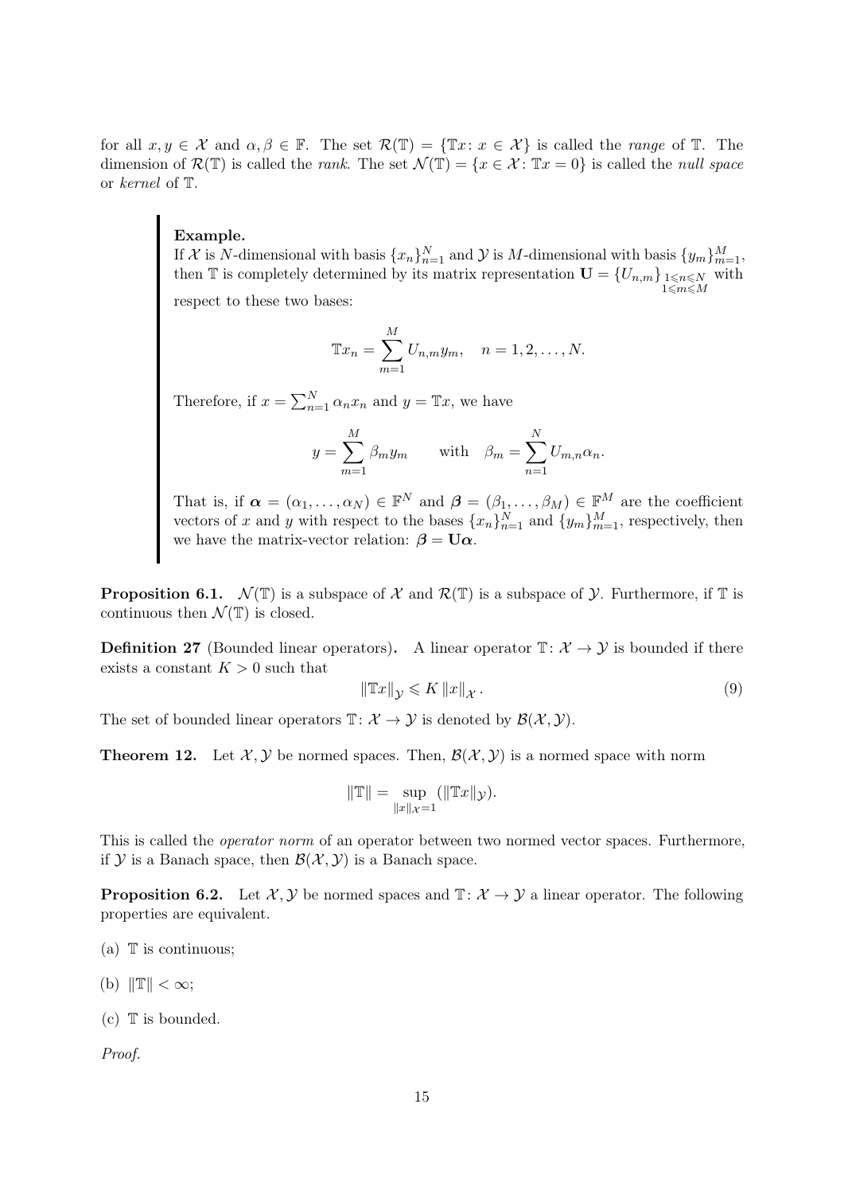for all $x, y \in \mathcal{X}$ and $\alpha, \beta \in \mathbb{F}$. The set $\mathcal{R}(\mathbb{T}) = \{\mathbb{T}x \colon x \in \mathcal{X}\}$ is called the *range* of $\mathbb{T}$. The dimension of $\mathcal{R}(\mathbb{T})$ is called the *rank*. The set $\mathcal{N}(\mathbb{T}) = \{x \in \mathcal{X} \colon \mathbb{T}x = 0\}$ is called the *null space* or *kernel* of $\mathbb{T}$.

> **Example.**
> If $\mathcal{X}$ is $N$-dimensional with basis $\{x_n\}_{n=1}^N$ and $\mathcal{Y}$ is $M$-dimensional with basis $\{y_m\}_{m=1}^M$, then $\mathbb{T}$ is completely determined by its matrix representation $\mathbf{U} = \{U_{n,m}\}_{\substack{1 \leqslant n \leqslant N \\ 1 \leqslant m \leqslant M}}$ with respect to these two bases:
>
> $$\mathbb{T}x_n = \sum_{m=1}^{M} U_{n,m} y_m, \quad n = 1, 2, \dots, N.$$
>
> Therefore, if $x = \sum_{n=1}^N \alpha_n x_n$ and $y = \mathbb{T}x$, we have
>
> $$y = \sum_{m=1}^{M} \beta_m y_m \qquad \text{with} \quad \beta_m = \sum_{n=1}^{N} U_{m,n} \alpha_n.$$
>
> That is, if $\boldsymbol{\alpha} = (\alpha_1, \dots, \alpha_N) \in \mathbb{F}^N$ and $\boldsymbol{\beta} = (\beta_1, \dots, \beta_M) \in \mathbb{F}^M$ are the coefficient vectors of $x$ and $y$ with respect to the bases $\{x_n\}_{n=1}^N$ and $\{y_m\}_{m=1}^M$, respectively, then we have the matrix-vector relation: $\boldsymbol{\beta} = \mathbf{U}\boldsymbol{\alpha}$.

**Proposition 6.1.** $\mathcal{N}(\mathbb{T})$ is a subspace of $\mathcal{X}$ and $\mathcal{R}(\mathbb{T})$ is a subspace of $\mathcal{Y}$. Furthermore, if $\mathbb{T}$ is continuous then $\mathcal{N}(\mathbb{T})$ is closed.

**Definition 27** (Bounded linear operators)**.** A linear operator $\mathbb{T} \colon \mathcal{X} \to \mathcal{Y}$ is bounded if there exists a constant $K > 0$ such that

$$\|\mathbb{T}x\|_{\mathcal{Y}} \leqslant K \|x\|_{\mathcal{X}}. \tag{9}$$

The set of bounded linear operators $\mathbb{T} \colon \mathcal{X} \to \mathcal{Y}$ is denoted by $\mathcal{B}(\mathcal{X}, \mathcal{Y})$.

**Theorem 12.** Let $\mathcal{X}, \mathcal{Y}$ be normed spaces. Then, $\mathcal{B}(\mathcal{X}, \mathcal{Y})$ is a normed space with norm

$$\|\mathbb{T}\| = \sup_{\|x\|_{\mathcal{X}}=1} (\|\mathbb{T}x\|_{\mathcal{Y}}).$$

This is called the *operator norm* of an operator between two normed vector spaces. Furthermore, if $\mathcal{Y}$ is a Banach space, then $\mathcal{B}(\mathcal{X}, \mathcal{Y})$ is a Banach space.

**Proposition 6.2.** Let $\mathcal{X}, \mathcal{Y}$ be normed spaces and $\mathbb{T} \colon \mathcal{X} \to \mathcal{Y}$ a linear operator. The following properties are equivalent.

(a) $\mathbb{T}$ is continuous;

(b) $\|\mathbb{T}\| < \infty$;

(c) $\mathbb{T}$ is bounded.

*Proof.*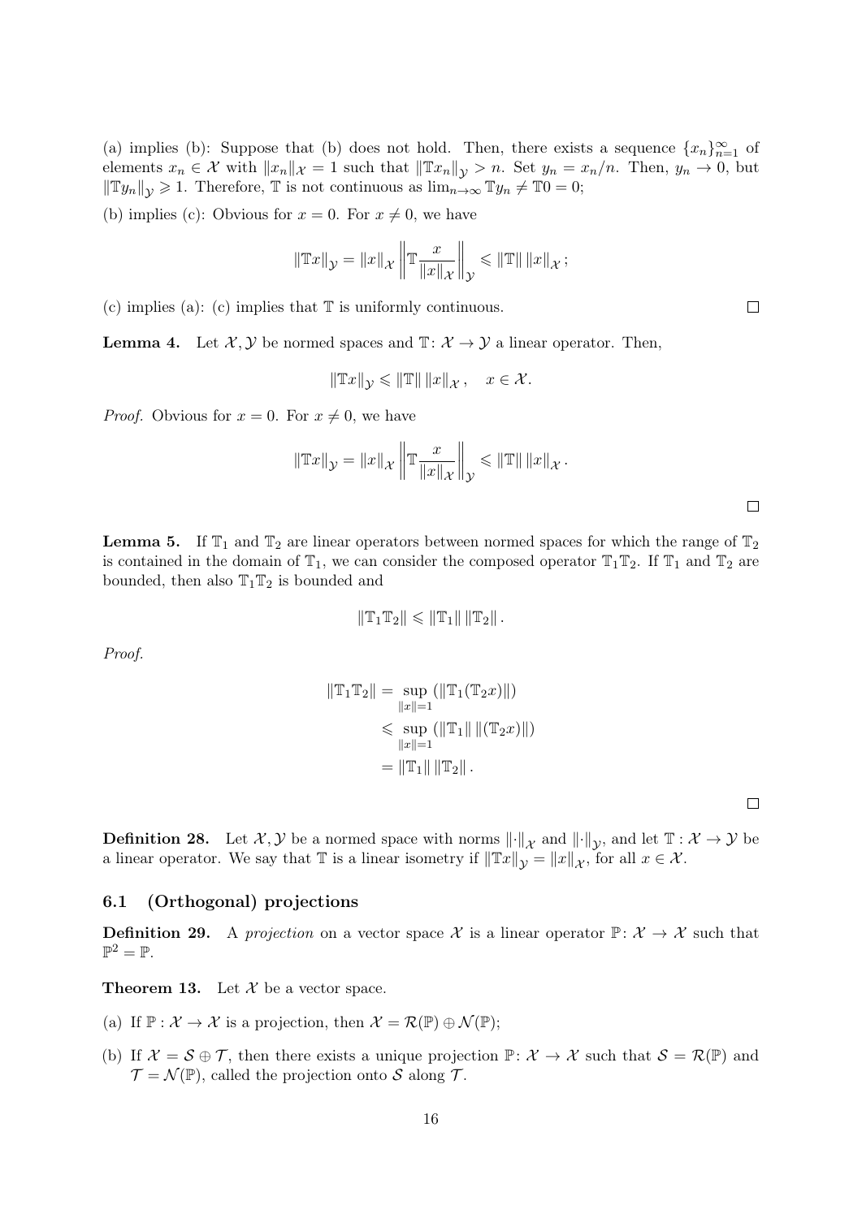(a) implies (b): Suppose that (b) does not hold. Then, there exists a sequence $\{x_n\}_{n=1}^{\infty}$ of elements $x_n \in \mathcal{X}$ with $\|x_n\|_{\mathcal{X}} = 1$ such that $\|\mathbb{T}x_n\|_{\mathcal{Y}} > n$. Set $y_n = x_n/n$. Then, $y_n \to 0$, but $\|\mathbb{T}y_n\|_{\mathcal{Y}} \geqslant 1$. Therefore, $\mathbb{T}$ is not continuous as $\lim_{n\to\infty} \mathbb{T}y_n \neq \mathbb{T}0 = 0$;

(b) implies (c): Obvious for $x = 0$. For $x \neq 0$, we have

$$\|\mathbb{T}x\|_{\mathcal{Y}} = \|x\|_{\mathcal{X}} \left\| \mathbb{T}\frac{x}{\|x\|_{\mathcal{X}}} \right\|_{\mathcal{Y}} \leqslant \|\mathbb{T}\| \, \|x\|_{\mathcal{X}} \, ;$$

(c) implies (a): (c) implies that $\mathbb{T}$ is uniformly continuous. □

**Lemma 4.** Let $\mathcal{X}, \mathcal{Y}$ be normed spaces and $\mathbb{T}\colon \mathcal{X} \to \mathcal{Y}$ a linear operator. Then,

$$\|\mathbb{T}x\|_{\mathcal{Y}} \leqslant \|\mathbb{T}\| \, \|x\|_{\mathcal{X}} \, , \quad x \in \mathcal{X}.$$

*Proof.* Obvious for $x = 0$. For $x \neq 0$, we have

$$\|\mathbb{T}x\|_{\mathcal{Y}} = \|x\|_{\mathcal{X}} \left\| \mathbb{T}\frac{x}{\|x\|_{\mathcal{X}}} \right\|_{\mathcal{Y}} \leqslant \|\mathbb{T}\| \, \|x\|_{\mathcal{X}} \, .$$

□

**Lemma 5.** If $\mathbb{T}_1$ and $\mathbb{T}_2$ are linear operators between normed spaces for which the range of $\mathbb{T}_2$ is contained in the domain of $\mathbb{T}_1$, we can consider the composed operator $\mathbb{T}_1\mathbb{T}_2$. If $\mathbb{T}_1$ and $\mathbb{T}_2$ are bounded, then also $\mathbb{T}_1\mathbb{T}_2$ is bounded and

$$\|\mathbb{T}_1\mathbb{T}_2\| \leqslant \|\mathbb{T}_1\| \, \|\mathbb{T}_2\| \, .$$

*Proof.*

$$\begin{aligned}
\|\mathbb{T}_1\mathbb{T}_2\| &= \sup_{\|x\|=1} \left(\|\mathbb{T}_1(\mathbb{T}_2x)\|\right) \\
&\leqslant \sup_{\|x\|=1} \left(\|\mathbb{T}_1\| \, \|(\mathbb{T}_2x)\|\right) \\
&= \|\mathbb{T}_1\| \, \|\mathbb{T}_2\| \, .
\end{aligned}$$

□

**Definition 28.** Let $\mathcal{X}, \mathcal{Y}$ be a normed space with norms $\|\cdot\|_{\mathcal{X}}$ and $\|\cdot\|_{\mathcal{Y}}$, and let $\mathbb{T} : \mathcal{X} \to \mathcal{Y}$ be a linear operator. We say that $\mathbb{T}$ is a linear isometry if $\|\mathbb{T}x\|_{\mathcal{Y}} = \|x\|_{\mathcal{X}}$, for all $x \in \mathcal{X}$.

### 6.1 (Orthogonal) projections

**Definition 29.** A *projection* on a vector space $\mathcal{X}$ is a linear operator $\mathbb{P}\colon \mathcal{X} \to \mathcal{X}$ such that $\mathbb{P}^2 = \mathbb{P}$.

**Theorem 13.** Let $\mathcal{X}$ be a vector space.

(a) If $\mathbb{P} : \mathcal{X} \to \mathcal{X}$ is a projection, then $\mathcal{X} = \mathcal{R}(\mathbb{P}) \oplus \mathcal{N}(\mathbb{P})$;

(b) If $\mathcal{X} = \mathcal{S} \oplus \mathcal{T}$, then there exists a unique projection $\mathbb{P}\colon \mathcal{X} \to \mathcal{X}$ such that $\mathcal{S} = \mathcal{R}(\mathbb{P})$ and $\mathcal{T} = \mathcal{N}(\mathbb{P})$, called the projection onto $\mathcal{S}$ along $\mathcal{T}$.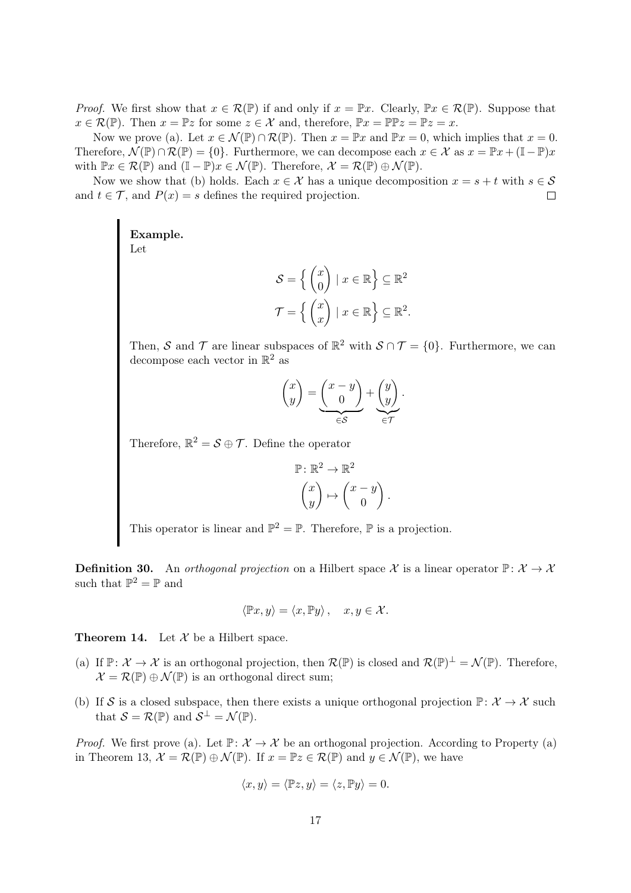*Proof.* We first show that $x \in \mathcal{R}(\mathbb{P})$ if and only if $x = \mathbb{P}x$. Clearly, $\mathbb{P}x \in \mathcal{R}(\mathbb{P})$. Suppose that $x \in \mathcal{R}(\mathbb{P})$. Then $x = \mathbb{P}z$ for some $z \in \mathcal{X}$ and, therefore, $\mathbb{P}x = \mathbb{P}\mathbb{P}z = \mathbb{P}z = x$.

Now we prove (a). Let $x \in \mathcal{N}(\mathbb{P}) \cap \mathcal{R}(\mathbb{P})$. Then $x = \mathbb{P}x$ and $\mathbb{P}x = 0$, which implies that $x = 0$. Therefore, $\mathcal{N}(\mathbb{P}) \cap \mathcal{R}(\mathbb{P}) = \{0\}$. Furthermore, we can decompose each $x \in \mathcal{X}$ as $x = \mathbb{P}x + (\mathbb{I} - \mathbb{P})x$ with $\mathbb{P}x \in \mathcal{R}(\mathbb{P})$ and $(\mathbb{I} - \mathbb{P})x \in \mathcal{N}(\mathbb{P})$. Therefore, $\mathcal{X} = \mathcal{R}(\mathbb{P}) \oplus \mathcal{N}(\mathbb{P})$.

Now we show that (b) holds. Each $x \in \mathcal{X}$ has a unique decomposition $x = s + t$ with $s \in \mathcal{S}$ and $t \in \mathcal{T}$, and $P(x) = s$ defines the required projection. □

> **Example.**
> Let
>
> $$\mathcal{S} = \left\{ \begin{pmatrix} x \\ 0 \end{pmatrix} \mid x \in \mathbb{R} \right\} \subseteq \mathbb{R}^2$$
>
> $$\mathcal{T} = \left\{ \begin{pmatrix} x \\ x \end{pmatrix} \mid x \in \mathbb{R} \right\} \subseteq \mathbb{R}^2.$$
>
> Then, $\mathcal{S}$ and $\mathcal{T}$ are linear subspaces of $\mathbb{R}^2$ with $\mathcal{S} \cap \mathcal{T} = \{0\}$. Furthermore, we can decompose each vector in $\mathbb{R}^2$ as
>
> $$\begin{pmatrix} x \\ y \end{pmatrix} = \underbrace{\begin{pmatrix} x - y \\ 0 \end{pmatrix}}_{\in \mathcal{S}} + \underbrace{\begin{pmatrix} y \\ y \end{pmatrix}}_{\in \mathcal{T}}.$$
>
> Therefore, $\mathbb{R}^2 = \mathcal{S} \oplus \mathcal{T}$. Define the operator
>
> $$\mathbb{P} \colon \mathbb{R}^2 \to \mathbb{R}^2$$
> $$\begin{pmatrix} x \\ y \end{pmatrix} \mapsto \begin{pmatrix} x - y \\ 0 \end{pmatrix}.$$
>
> This operator is linear and $\mathbb{P}^2 = \mathbb{P}$. Therefore, $\mathbb{P}$ is a projection.

**Definition 30.** An *orthogonal projection* on a Hilbert space $\mathcal{X}$ is a linear operator $\mathbb{P} \colon \mathcal{X} \to \mathcal{X}$ such that $\mathbb{P}^2 = \mathbb{P}$ and

$$\langle \mathbb{P}x, y \rangle = \langle x, \mathbb{P}y \rangle, \quad x, y \in \mathcal{X}.$$

**Theorem 14.** Let $\mathcal{X}$ be a Hilbert space.

(a) If $\mathbb{P} \colon \mathcal{X} \to \mathcal{X}$ is an orthogonal projection, then $\mathcal{R}(\mathbb{P})$ is closed and $\mathcal{R}(\mathbb{P})^{\perp} = \mathcal{N}(\mathbb{P})$. Therefore, $\mathcal{X} = \mathcal{R}(\mathbb{P}) \oplus \mathcal{N}(\mathbb{P})$ is an orthogonal direct sum;

(b) If $\mathcal{S}$ is a closed subspace, then there exists a unique orthogonal projection $\mathbb{P} \colon \mathcal{X} \to \mathcal{X}$ such that $\mathcal{S} = \mathcal{R}(\mathbb{P})$ and $\mathcal{S}^{\perp} = \mathcal{N}(\mathbb{P})$.

*Proof.* We first prove (a). Let $\mathbb{P} \colon \mathcal{X} \to \mathcal{X}$ be an orthogonal projection. According to Property (a) in Theorem 13, $\mathcal{X} = \mathcal{R}(\mathbb{P}) \oplus \mathcal{N}(\mathbb{P})$. If $x = \mathbb{P}z \in \mathcal{R}(\mathbb{P})$ and $y \in \mathcal{N}(\mathbb{P})$, we have

$$\langle x, y \rangle = \langle \mathbb{P}z, y \rangle = \langle z, \mathbb{P}y \rangle = 0.$$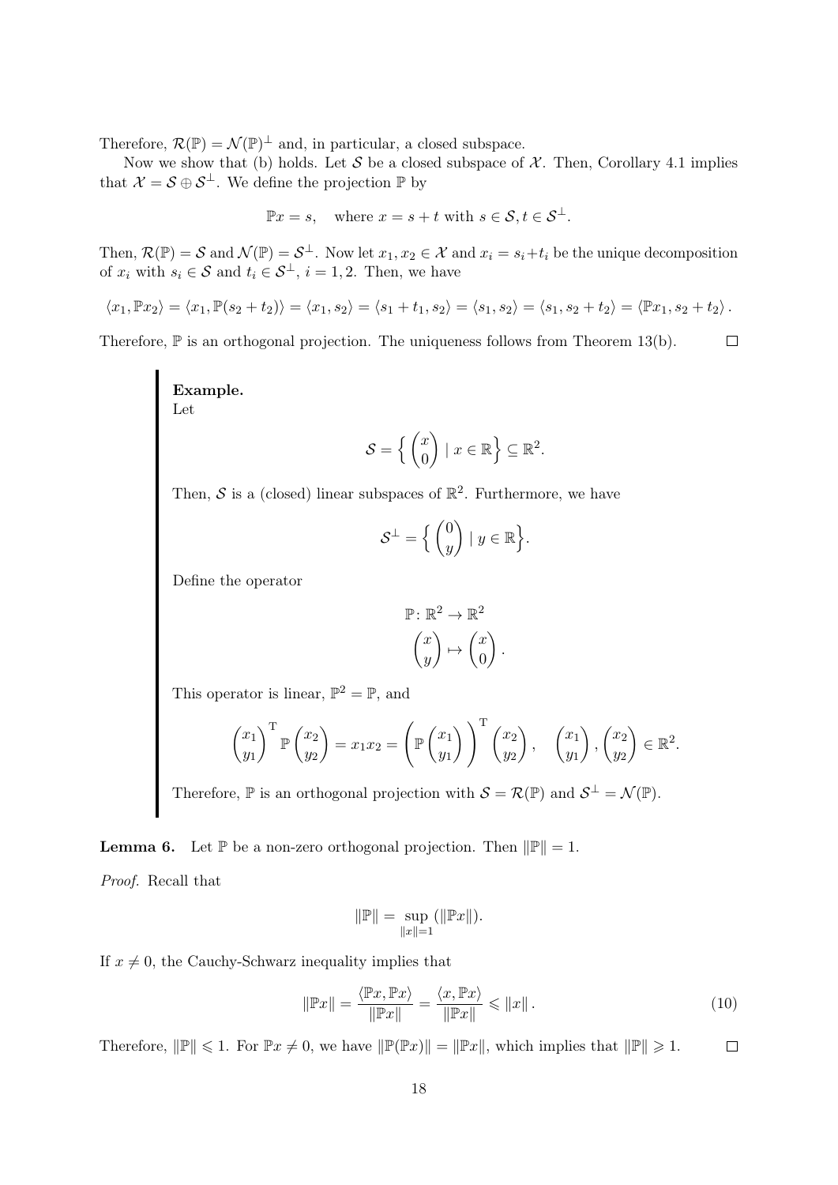Therefore, $\mathcal{R}(\mathbb{P}) = \mathcal{N}(\mathbb{P})^\perp$ and, in particular, a closed subspace.

Now we show that (b) holds. Let $\mathcal{S}$ be a closed subspace of $\mathcal{X}$. Then, Corollary 4.1 implies that $\mathcal{X} = \mathcal{S} \oplus \mathcal{S}^\perp$. We define the projection $\mathbb{P}$ by

$$\mathbb{P}x = s, \quad \text{where } x = s + t \text{ with } s \in \mathcal{S}, t \in \mathcal{S}^\perp.$$

Then, $\mathcal{R}(\mathbb{P}) = \mathcal{S}$ and $\mathcal{N}(\mathbb{P}) = \mathcal{S}^\perp$. Now let $x_1, x_2 \in \mathcal{X}$ and $x_i = s_i + t_i$ be the unique decomposition of $x_i$ with $s_i \in \mathcal{S}$ and $t_i \in \mathcal{S}^\perp$, $i = 1, 2$. Then, we have

$$\langle x_1, \mathbb{P}x_2 \rangle = \langle x_1, \mathbb{P}(s_2 + t_2) \rangle = \langle x_1, s_2 \rangle = \langle s_1 + t_1, s_2 \rangle = \langle s_1, s_2 \rangle = \langle s_1, s_2 + t_2 \rangle = \langle \mathbb{P}x_1, s_2 + t_2 \rangle .$$

Therefore, $\mathbb{P}$ is an orthogonal projection. The uniqueness follows from Theorem 13(b). $\square$

**Example.**
Let

$$\mathcal{S} = \Big\{ \begin{pmatrix} x \\ 0 \end{pmatrix} \mid x \in \mathbb{R} \Big\} \subseteq \mathbb{R}^2.$$

Then, $\mathcal{S}$ is a (closed) linear subspaces of $\mathbb{R}^2$. Furthermore, we have

$$\mathcal{S}^\perp = \Big\{ \begin{pmatrix} 0 \\ y \end{pmatrix} \mid y \in \mathbb{R} \Big\}.$$

Define the operator

$$\begin{aligned} \mathbb{P} \colon \mathbb{R}^2 &\to \mathbb{R}^2 \\ \begin{pmatrix} x \\ y \end{pmatrix} &\mapsto \begin{pmatrix} x \\ 0 \end{pmatrix}. \end{aligned}$$

This operator is linear, $\mathbb{P}^2 = \mathbb{P}$, and

$$\begin{pmatrix} x_1 \\ y_1 \end{pmatrix}^{\mathrm{T}} \mathbb{P} \begin{pmatrix} x_2 \\ y_2 \end{pmatrix} = x_1 x_2 = \left( \mathbb{P} \begin{pmatrix} x_1 \\ y_1 \end{pmatrix} \right)^{\mathrm{T}} \begin{pmatrix} x_2 \\ y_2 \end{pmatrix}, \quad \begin{pmatrix} x_1 \\ y_1 \end{pmatrix}, \begin{pmatrix} x_2 \\ y_2 \end{pmatrix} \in \mathbb{R}^2.$$

Therefore, $\mathbb{P}$ is an orthogonal projection with $\mathcal{S} = \mathcal{R}(\mathbb{P})$ and $\mathcal{S}^\perp = \mathcal{N}(\mathbb{P})$.

**Lemma 6.** Let $\mathbb{P}$ be a non-zero orthogonal projection. Then $\|\mathbb{P}\| = 1$.

*Proof.* Recall that

$$\|\mathbb{P}\| = \sup_{\|x\|=1} (\|\mathbb{P}x\|).$$

If $x \neq 0$, the Cauchy-Schwarz inequality implies that

$$\|\mathbb{P}x\| = \frac{\langle \mathbb{P}x, \mathbb{P}x \rangle}{\|\mathbb{P}x\|} = \frac{\langle x, \mathbb{P}x \rangle}{\|\mathbb{P}x\|} \leqslant \|x\| . \tag{10}$$

Therefore, $\|\mathbb{P}\| \leqslant 1$. For $\mathbb{P}x \neq 0$, we have $\|\mathbb{P}(\mathbb{P}x)\| = \|\mathbb{P}x\|$, which implies that $\|\mathbb{P}\| \geqslant 1$. $\square$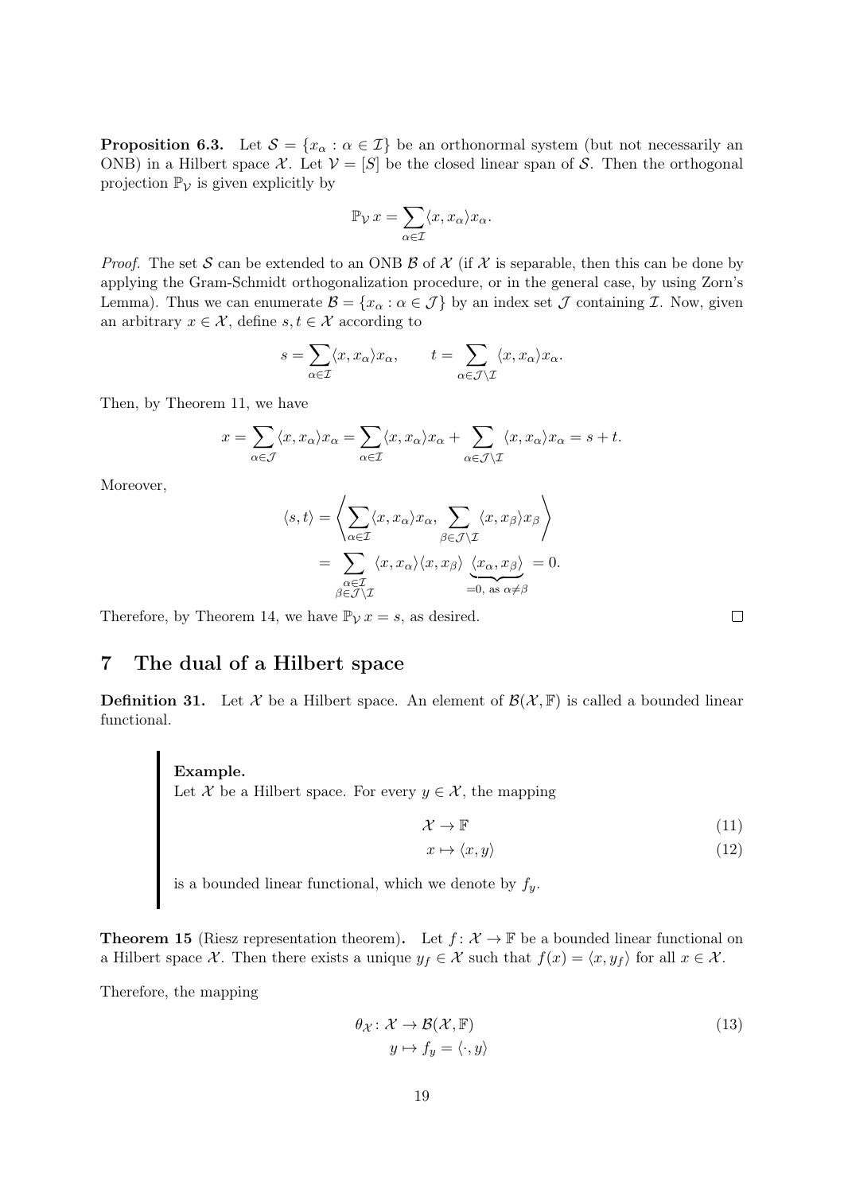**Proposition 6.3.** Let $\mathcal{S} = \{x_\alpha : \alpha \in \mathcal{I}\}$ be an orthonormal system (but not necessarily an ONB) in a Hilbert space $\mathcal{X}$. Let $\mathcal{V} = [S]$ be the closed linear span of $\mathcal{S}$. Then the orthogonal projection $\mathbb{P}_\mathcal{V}$ is given explicitly by

$$\mathbb{P}_\mathcal{V}\, x = \sum_{\alpha \in \mathcal{I}} \langle x, x_\alpha \rangle x_\alpha.$$

*Proof.* The set $\mathcal{S}$ can be extended to an ONB $\mathcal{B}$ of $\mathcal{X}$ (if $\mathcal{X}$ is separable, then this can be done by applying the Gram-Schmidt orthogonalization procedure, or in the general case, by using Zorn's Lemma). Thus we can enumerate $\mathcal{B} = \{x_\alpha : \alpha \in \mathcal{J}\}$ by an index set $\mathcal{J}$ containing $\mathcal{I}$. Now, given an arbitrary $x \in \mathcal{X}$, define $s, t \in \mathcal{X}$ according to

$$s = \sum_{\alpha \in \mathcal{I}} \langle x, x_\alpha \rangle x_\alpha, \qquad t = \sum_{\alpha \in \mathcal{J} \setminus \mathcal{I}} \langle x, x_\alpha \rangle x_\alpha.$$

Then, by Theorem 11, we have

$$x = \sum_{\alpha \in \mathcal{J}} \langle x, x_\alpha \rangle x_\alpha = \sum_{\alpha \in \mathcal{I}} \langle x, x_\alpha \rangle x_\alpha + \sum_{\alpha \in \mathcal{J} \setminus \mathcal{I}} \langle x, x_\alpha \rangle x_\alpha = s + t.$$

Moreover,

$$\begin{aligned}
\langle s, t \rangle &= \left\langle \sum_{\alpha \in \mathcal{I}} \langle x, x_\alpha \rangle x_\alpha, \sum_{\beta \in \mathcal{J} \setminus \mathcal{I}} \langle x, x_\beta \rangle x_\beta \right\rangle \\
&= \sum_{\substack{\alpha \in \mathcal{I} \\ \beta \in \mathcal{J} \setminus \mathcal{I}}} \langle x, x_\alpha \rangle \langle x, x_\beta \rangle \underbrace{\langle x_\alpha, x_\beta \rangle}_{=0, \text{ as } \alpha \neq \beta} = 0.
\end{aligned}$$

Therefore, by Theorem 14, we have $\mathbb{P}_\mathcal{V}\, x = s$, as desired. $\square$

## 7 The dual of a Hilbert space

**Definition 31.** Let $\mathcal{X}$ be a Hilbert space. An element of $\mathcal{B}(\mathcal{X}, \mathbb{F})$ is called a bounded linear functional.

> **Example.**
> Let $\mathcal{X}$ be a Hilbert space. For every $y \in \mathcal{X}$, the mapping
>
> $$\mathcal{X} \to \mathbb{F} \tag{11}$$
>
> $$x \mapsto \langle x, y \rangle \tag{12}$$
>
> is a bounded linear functional, which we denote by $f_y$.

**Theorem 15** (Riesz representation theorem)**.** Let $f : \mathcal{X} \to \mathbb{F}$ be a bounded linear functional on a Hilbert space $\mathcal{X}$. Then there exists a unique $y_f \in \mathcal{X}$ such that $f(x) = \langle x, y_f \rangle$ for all $x \in \mathcal{X}$.

Therefore, the mapping

$$\begin{aligned}
\theta_\mathcal{X} : \mathcal{X} &\to \mathcal{B}(\mathcal{X}, \mathbb{F}) \\
y &\mapsto f_y = \langle \cdot, y \rangle
\end{aligned} \tag{13}$$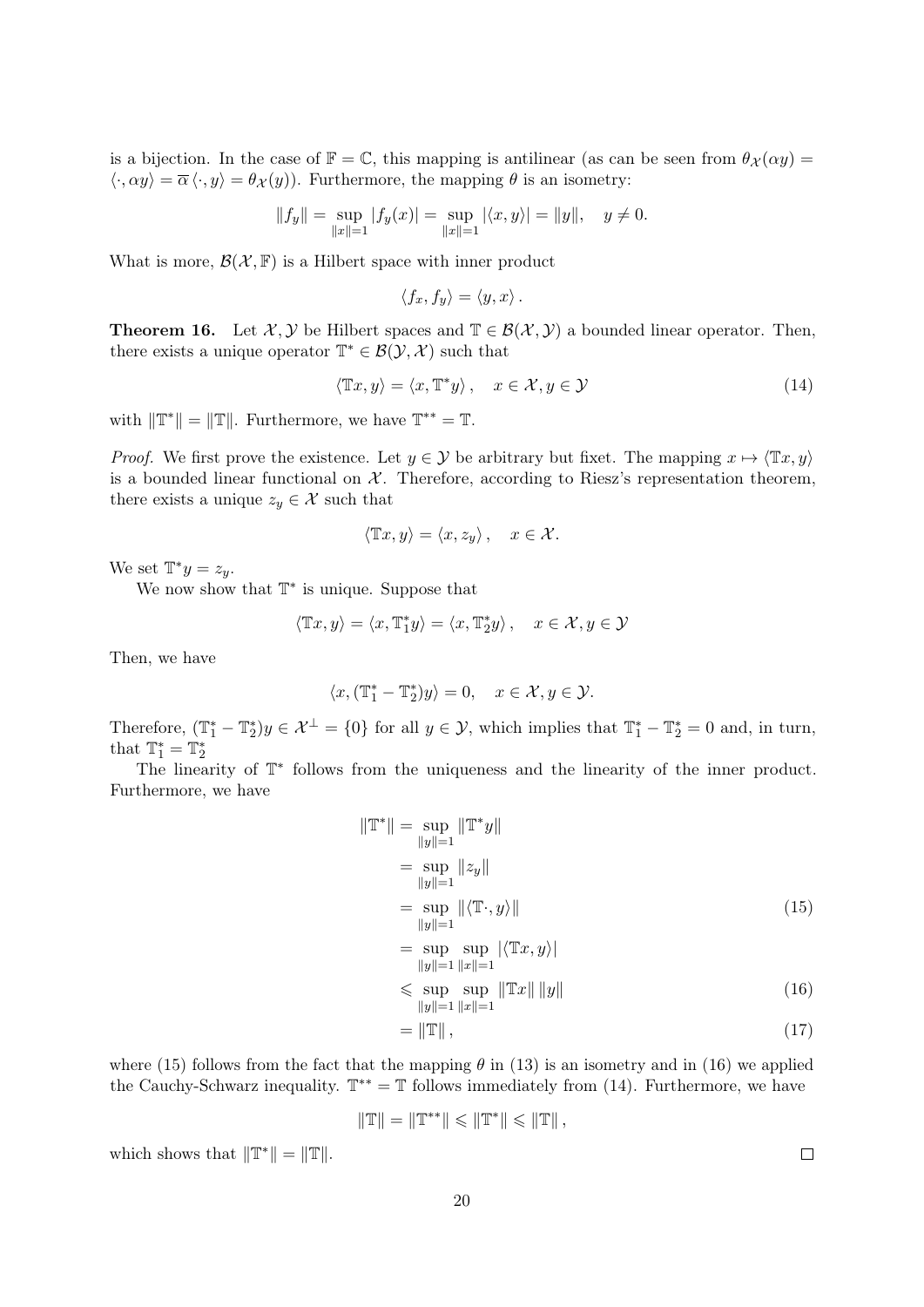is a bijection. In the case of $\mathbb{F} = \mathbb{C}$, this mapping is antilinear (as can be seen from $\theta_{\mathcal{X}}(\alpha y) = \langle \cdot, \alpha y \rangle = \overline{\alpha} \langle \cdot, y \rangle = \theta_{\mathcal{X}}(y)$). Furthermore, the mapping $\theta$ is an isometry:

$$\|f_y\| = \sup_{\|x\|=1} |f_y(x)| = \sup_{\|x\|=1} |\langle x, y \rangle| = \|y\|, \quad y \neq 0.$$

What is more, $\mathcal{B}(\mathcal{X}, \mathbb{F})$ is a Hilbert space with inner product

$$\langle f_x, f_y \rangle = \langle y, x \rangle .$$

**Theorem 16.** Let $\mathcal{X}, \mathcal{Y}$ be Hilbert spaces and $\mathbb{T} \in \mathcal{B}(\mathcal{X}, \mathcal{Y})$ a bounded linear operator. Then, there exists a unique operator $\mathbb{T}^* \in \mathcal{B}(\mathcal{Y}, \mathcal{X})$ such that

$$\langle \mathbb{T}x, y \rangle = \langle x, \mathbb{T}^* y \rangle , \quad x \in \mathcal{X}, y \in \mathcal{Y} \tag{14}$$

with $\|\mathbb{T}^*\| = \|\mathbb{T}\|$. Furthermore, we have $\mathbb{T}^{**} = \mathbb{T}$.

*Proof.* We first prove the existence. Let $y \in \mathcal{Y}$ be arbitrary but fixet. The mapping $x \mapsto \langle \mathbb{T}x, y \rangle$ is a bounded linear functional on $\mathcal{X}$. Therefore, according to Riesz's representation theorem, there exists a unique $z_y \in \mathcal{X}$ such that

$$\langle \mathbb{T}x, y \rangle = \langle x, z_y \rangle , \quad x \in \mathcal{X}.$$

We set $\mathbb{T}^* y = z_y$.

We now show that $\mathbb{T}^*$ is unique. Suppose that

$$\langle \mathbb{T}x, y \rangle = \langle x, \mathbb{T}_1^* y \rangle = \langle x, \mathbb{T}_2^* y \rangle , \quad x \in \mathcal{X}, y \in \mathcal{Y}$$

Then, we have

$$\langle x, (\mathbb{T}_1^* - \mathbb{T}_2^*) y \rangle = 0, \quad x \in \mathcal{X}, y \in \mathcal{Y}.$$

Therefore, $(\mathbb{T}_1^* - \mathbb{T}_2^*) y \in \mathcal{X}^\perp = \{0\}$ for all $y \in \mathcal{Y}$, which implies that $\mathbb{T}_1^* - \mathbb{T}_2^* = 0$ and, in turn, that $\mathbb{T}_1^* = \mathbb{T}_2^*$

The linearity of $\mathbb{T}^*$ follows from the uniqueness and the linearity of the inner product. Furthermore, we have

$$\begin{aligned}
\|\mathbb{T}^*\| &= \sup_{\|y\|=1} \|\mathbb{T}^* y\| \\
&= \sup_{\|y\|=1} \|z_y\| \\
&= \sup_{\|y\|=1} \|\langle \mathbb{T}\cdot, y \rangle\| && (15) \\
&= \sup_{\|y\|=1} \sup_{\|x\|=1} |\langle \mathbb{T}x, y \rangle| \\
&\leqslant \sup_{\|y\|=1} \sup_{\|x\|=1} \|\mathbb{T}x\| \, \|y\| && (16) \\
&= \|\mathbb{T}\| , && (17)
\end{aligned}$$

where (15) follows from the fact that the mapping $\theta$ in (13) is an isometry and in (16) we applied the Cauchy-Schwarz inequality. $\mathbb{T}^{**} = \mathbb{T}$ follows immediately from (14). Furthermore, we have

$$\|\mathbb{T}\| = \|\mathbb{T}^{**}\| \leqslant \|\mathbb{T}^*\| \leqslant \|\mathbb{T}\| ,$$

which shows that $\|\mathbb{T}^*\| = \|\mathbb{T}\|$. $\square$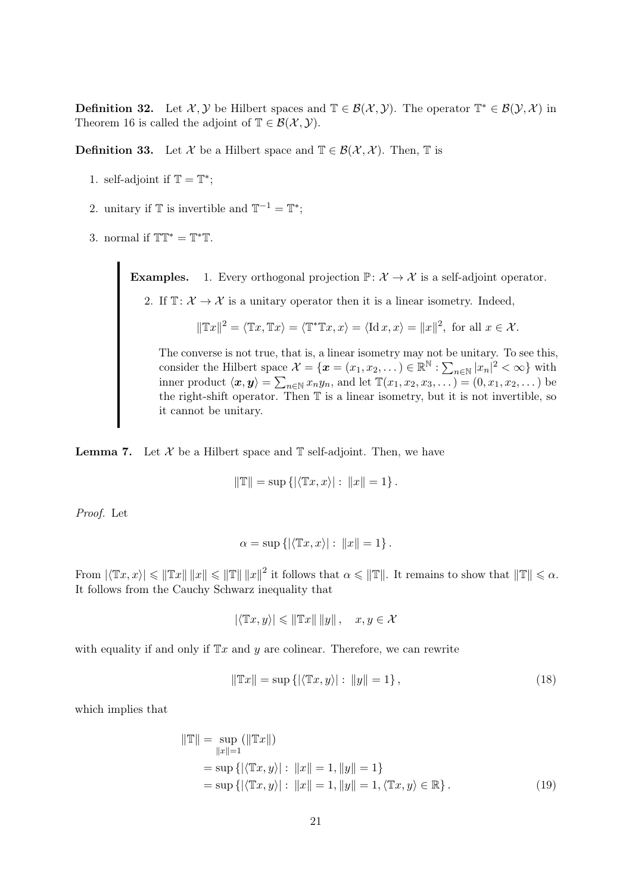**Definition 32.** Let $\mathcal{X}, \mathcal{Y}$ be Hilbert spaces and $\mathbb{T} \in \mathcal{B}(\mathcal{X}, \mathcal{Y})$. The operator $\mathbb{T}^* \in \mathcal{B}(\mathcal{Y}, \mathcal{X})$ in Theorem 16 is called the adjoint of $\mathbb{T} \in \mathcal{B}(\mathcal{X}, \mathcal{Y})$.

**Definition 33.** Let $\mathcal{X}$ be a Hilbert space and $\mathbb{T} \in \mathcal{B}(\mathcal{X}, \mathcal{X})$. Then, $\mathbb{T}$ is

1. self-adjoint if $\mathbb{T} = \mathbb{T}^*$;
2. unitary if $\mathbb{T}$ is invertible and $\mathbb{T}^{-1} = \mathbb{T}^*$;
3. normal if $\mathbb{T}\mathbb{T}^* = \mathbb{T}^*\mathbb{T}$.

> **Examples.** 1. Every orthogonal projection $\mathbb{P} \colon \mathcal{X} \to \mathcal{X}$ is a self-adjoint operator.
>
> 2. If $\mathbb{T} \colon \mathcal{X} \to \mathcal{X}$ is a unitary operator then it is a linear isometry. Indeed,
>
> $$\|\mathbb{T}x\|^2 = \langle \mathbb{T}x, \mathbb{T}x \rangle = \langle \mathbb{T}^*\mathbb{T}x, x \rangle = \langle \operatorname{Id} x, x \rangle = \|x\|^2, \text{ for all } x \in \mathcal{X}.$$
>
> The converse is not true, that is, a linear isometry may not be unitary. To see this, consider the Hilbert space $\mathcal{X} = \{\boldsymbol{x} = (x_1, x_2, \dots) \in \mathbb{R}^{\mathbb{N}} : \sum_{n \in \mathbb{N}} |x_n|^2 < \infty\}$ with inner product $\langle \boldsymbol{x}, \boldsymbol{y} \rangle = \sum_{n \in \mathbb{N}} x_n y_n$, and let $\mathbb{T}(x_1, x_2, x_3, \dots) = (0, x_1, x_2, \dots)$ be the right-shift operator. Then $\mathbb{T}$ is a linear isometry, but it is not invertible, so it cannot be unitary.

**Lemma 7.** Let $\mathcal{X}$ be a Hilbert space and $\mathbb{T}$ self-adjoint. Then, we have

$$\|\mathbb{T}\| = \sup \{ |\langle \mathbb{T}x, x \rangle| : \|x\| = 1 \}.$$

*Proof.* Let

$$\alpha = \sup \{ |\langle \mathbb{T}x, x \rangle| : \|x\| = 1 \}.$$

From $|\langle \mathbb{T}x, x \rangle| \leqslant \|\mathbb{T}x\| \|x\| \leqslant \|\mathbb{T}\| \|x\|^2$ it follows that $\alpha \leqslant \|\mathbb{T}\|$. It remains to show that $\|\mathbb{T}\| \leqslant \alpha$. It follows from the Cauchy Schwarz inequality that

$$|\langle \mathbb{T}x, y \rangle| \leqslant \|\mathbb{T}x\| \|y\|, \quad x, y \in \mathcal{X}$$

with equality if and only if $\mathbb{T}x$ and $y$ are colinear. Therefore, we can rewrite

$$\|\mathbb{T}x\| = \sup \{ |\langle \mathbb{T}x, y \rangle| : \|y\| = 1 \}, \tag{18}$$

which implies that

$$\begin{aligned}
\|\mathbb{T}\| &= \sup_{\|x\|=1} (\|\mathbb{T}x\|) \\
&= \sup \{ |\langle \mathbb{T}x, y \rangle| : \|x\| = 1, \|y\| = 1 \} \\
&= \sup \{ |\langle \mathbb{T}x, y \rangle| : \|x\| = 1, \|y\| = 1, \langle \mathbb{T}x, y \rangle \in \mathbb{R} \}.
\end{aligned} \tag{19}$$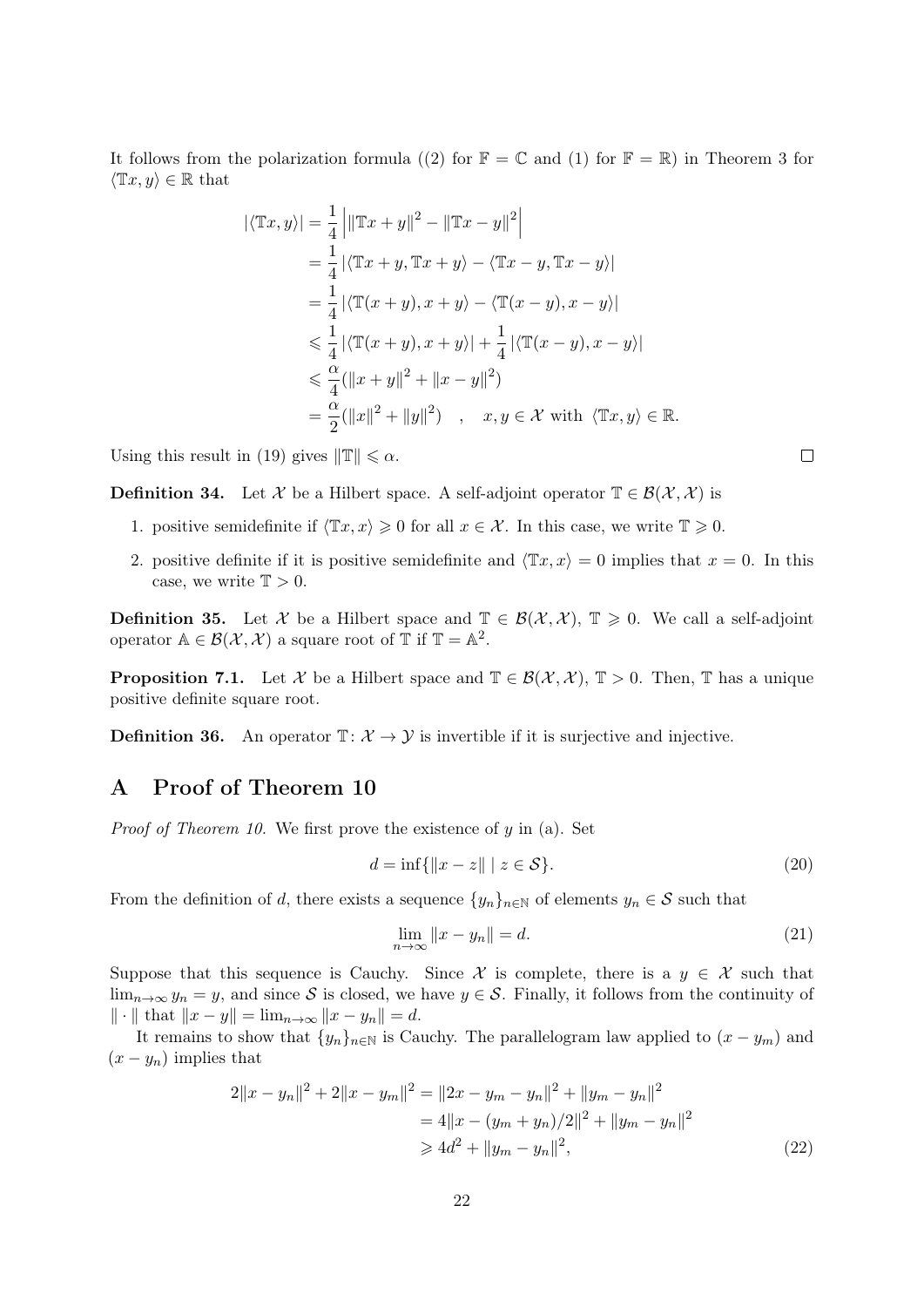It follows from the polarization formula ((2) for $\mathbb{F} = \mathbb{C}$ and (1) for $\mathbb{F} = \mathbb{R}$) in Theorem 3 for $\langle \mathbb{T}x, y \rangle \in \mathbb{R}$ that

$$
\begin{aligned}
|\langle \mathbb{T}x, y\rangle| &= \frac{1}{4}\left|\|\mathbb{T}x + y\|^2 - \|\mathbb{T}x - y\|^2\right| \\
&= \frac{1}{4}\left|\langle \mathbb{T}x + y, \mathbb{T}x + y\rangle - \langle \mathbb{T}x - y, \mathbb{T}x - y\rangle\right| \\
&= \frac{1}{4}\left|\langle \mathbb{T}(x + y), x + y\rangle - \langle \mathbb{T}(x - y), x - y\rangle\right| \\
&\leqslant \frac{1}{4}\left|\langle \mathbb{T}(x + y), x + y\rangle\right| + \frac{1}{4}\left|\langle \mathbb{T}(x - y), x - y\rangle\right| \\
&\leqslant \frac{\alpha}{4}(\|x + y\|^2 + \|x - y\|^2) \\
&= \frac{\alpha}{2}(\|x\|^2 + \|y\|^2) \quad , \quad x, y \in \mathcal{X} \text{ with } \langle \mathbb{T}x, y\rangle \in \mathbb{R}.
\end{aligned}
$$

Using this result in (19) gives $\|\mathbb{T}\| \leqslant \alpha$. □

**Definition 34.** Let $\mathcal{X}$ be a Hilbert space. A self-adjoint operator $\mathbb{T} \in \mathcal{B}(\mathcal{X}, \mathcal{X})$ is

1. positive semidefinite if $\langle \mathbb{T}x, x\rangle \geqslant 0$ for all $x \in \mathcal{X}$. In this case, we write $\mathbb{T} \geqslant 0$.
2. positive definite if it is positive semidefinite and $\langle \mathbb{T}x, x\rangle = 0$ implies that $x = 0$. In this case, we write $\mathbb{T} > 0$.

**Definition 35.** Let $\mathcal{X}$ be a Hilbert space and $\mathbb{T} \in \mathcal{B}(\mathcal{X}, \mathcal{X})$, $\mathbb{T} \geqslant 0$. We call a self-adjoint operator $\mathbb{A} \in \mathcal{B}(\mathcal{X}, \mathcal{X})$ a square root of $\mathbb{T}$ if $\mathbb{T} = \mathbb{A}^2$.

**Proposition 7.1.** Let $\mathcal{X}$ be a Hilbert space and $\mathbb{T} \in \mathcal{B}(\mathcal{X}, \mathcal{X})$, $\mathbb{T} > 0$. Then, $\mathbb{T}$ has a unique positive definite square root.

**Definition 36.** An operator $\mathbb{T} \colon \mathcal{X} \to \mathcal{Y}$ is invertible if it is surjective and injective.

# A Proof of Theorem 10

*Proof of Theorem 10.* We first prove the existence of $y$ in (a). Set

$$
d = \inf\{\|x - z\| \mid z \in \mathcal{S}\}. \tag{20}
$$

From the definition of $d$, there exists a sequence $\{y_n\}_{n\in\mathbb{N}}$ of elements $y_n \in \mathcal{S}$ such that

$$
\lim_{n\to\infty} \|x - y_n\| = d. \tag{21}
$$

Suppose that this sequence is Cauchy. Since $\mathcal{X}$ is complete, there is a $y \in \mathcal{X}$ such that $\lim_{n\to\infty} y_n = y$, and since $\mathcal{S}$ is closed, we have $y \in \mathcal{S}$. Finally, it follows from the continuity of $\|\cdot\|$ that $\|x - y\| = \lim_{n\to\infty} \|x - y_n\| = d$.

It remains to show that $\{y_n\}_{n\in\mathbb{N}}$ is Cauchy. The parallelogram law applied to $(x - y_m)$ and $(x - y_n)$ implies that

$$
\begin{aligned}
2\|x - y_n\|^2 + 2\|x - y_m\|^2 &= \|2x - y_m - y_n\|^2 + \|y_m - y_n\|^2 \\
&= 4\|x - (y_m + y_n)/2\|^2 + \|y_m - y_n\|^2 \\
&\geqslant 4d^2 + \|y_m - y_n\|^2,
\end{aligned} \tag{22}
$$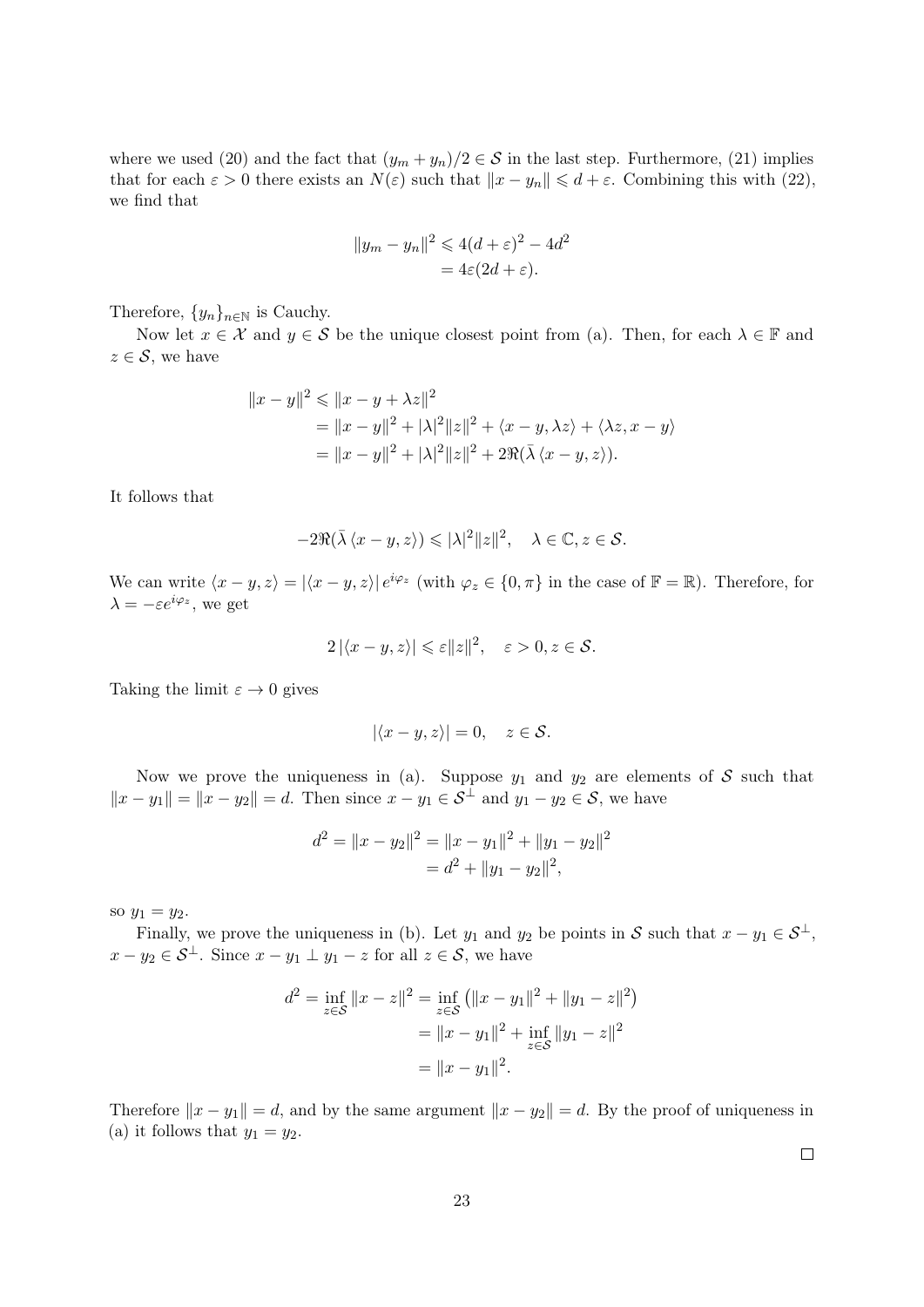where we used (20) and the fact that $(y_m + y_n)/2 \in \mathcal{S}$ in the last step. Furthermore, (21) implies that for each $\varepsilon > 0$ there exists an $N(\varepsilon)$ such that $\|x - y_n\| \leqslant d + \varepsilon$. Combining this with (22), we find that

$$\begin{aligned}\|y_m - y_n\|^2 &\leqslant 4(d+\varepsilon)^2 - 4d^2 \\ &= 4\varepsilon(2d + \varepsilon).\end{aligned}$$

Therefore, $\{y_n\}_{n\in\mathbb{N}}$ is Cauchy.

Now let $x \in \mathcal{X}$ and $y \in \mathcal{S}$ be the unique closest point from (a). Then, for each $\lambda \in \mathbb{F}$ and $z \in \mathcal{S}$, we have

$$\begin{aligned}\|x - y\|^2 &\leqslant \|x - y + \lambda z\|^2 \\ &= \|x - y\|^2 + |\lambda|^2\|z\|^2 + \langle x - y, \lambda z\rangle + \langle \lambda z, x - y\rangle \\ &= \|x - y\|^2 + |\lambda|^2\|z\|^2 + 2\Re(\bar{\lambda}\,\langle x - y, z\rangle).\end{aligned}$$

It follows that

$$-2\Re(\bar{\lambda}\,\langle x - y, z\rangle) \leqslant |\lambda|^2\|z\|^2, \quad \lambda \in \mathbb{C}, z \in \mathcal{S}.$$

We can write $\langle x - y, z\rangle = |\langle x - y, z\rangle|\, e^{i\varphi_z}$ (with $\varphi_z \in \{0, \pi\}$ in the case of $\mathbb{F} = \mathbb{R}$). Therefore, for $\lambda = -\varepsilon e^{i\varphi_z}$, we get

$$2\,|\langle x - y, z\rangle| \leqslant \varepsilon\|z\|^2, \quad \varepsilon > 0, z \in \mathcal{S}.$$

Taking the limit $\varepsilon \to 0$ gives

$$|\langle x - y, z\rangle| = 0, \quad z \in \mathcal{S}.$$

Now we prove the uniqueness in (a). Suppose $y_1$ and $y_2$ are elements of $\mathcal{S}$ such that $\|x - y_1\| = \|x - y_2\| = d$. Then since $x - y_1 \in \mathcal{S}^\perp$ and $y_1 - y_2 \in \mathcal{S}$, we have

$$\begin{aligned}d^2 = \|x - y_2\|^2 &= \|x - y_1\|^2 + \|y_1 - y_2\|^2 \\ &= d^2 + \|y_1 - y_2\|^2,\end{aligned}$$

so $y_1 = y_2$.

Finally, we prove the uniqueness in (b). Let $y_1$ and $y_2$ be points in $\mathcal{S}$ such that $x - y_1 \in \mathcal{S}^\perp$, $x - y_2 \in \mathcal{S}^\perp$. Since $x - y_1 \perp y_1 - z$ for all $z \in \mathcal{S}$, we have

$$\begin{aligned}d^2 = \inf_{z\in\mathcal{S}} \|x - z\|^2 &= \inf_{z\in\mathcal{S}} \left(\|x - y_1\|^2 + \|y_1 - z\|^2\right) \\ &= \|x - y_1\|^2 + \inf_{z\in\mathcal{S}} \|y_1 - z\|^2 \\ &= \|x - y_1\|^2.\end{aligned}$$

Therefore $\|x - y_1\| = d$, and by the same argument $\|x - y_2\| = d$. By the proof of uniqueness in (a) it follows that $y_1 = y_2$.

□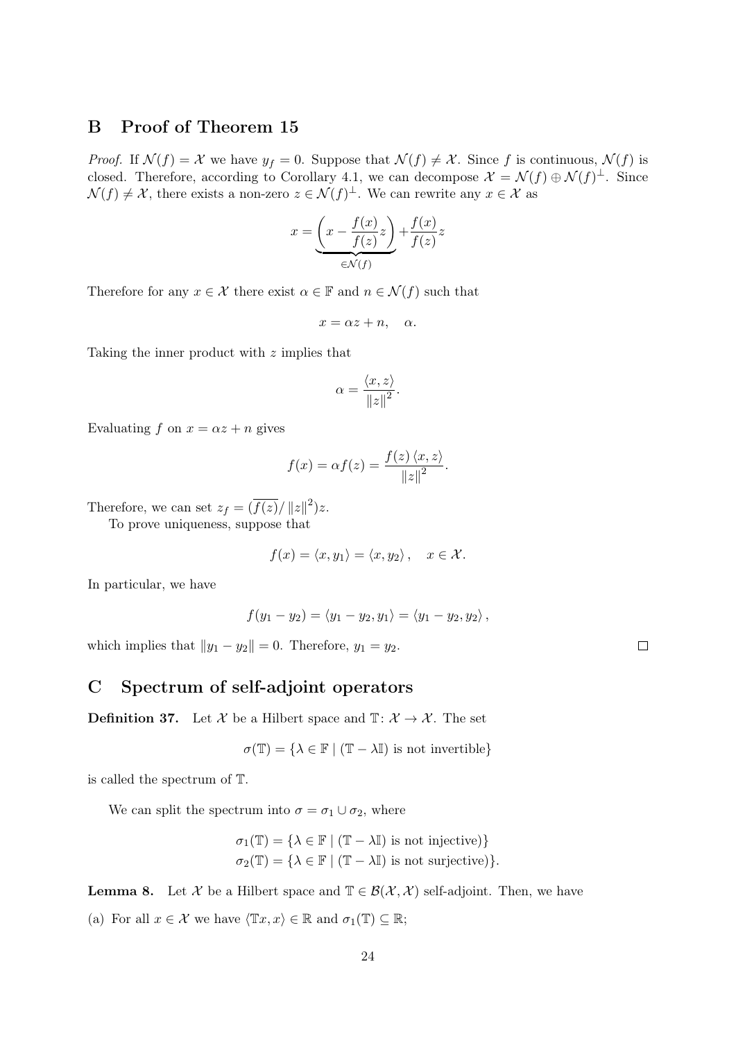## B Proof of Theorem 15

*Proof.* If $\mathcal{N}(f) = \mathcal{X}$ we have $y_f = 0$. Suppose that $\mathcal{N}(f) \neq \mathcal{X}$. Since $f$ is continuous, $\mathcal{N}(f)$ is closed. Therefore, according to Corollary 4.1, we can decompose $\mathcal{X} = \mathcal{N}(f) \oplus \mathcal{N}(f)^{\perp}$. Since $\mathcal{N}(f) \neq \mathcal{X}$, there exists a non-zero $z \in \mathcal{N}(f)^{\perp}$. We can rewrite any $x \in \mathcal{X}$ as

$$x = \underbrace{\left(x - \frac{f(x)}{f(z)} z\right)}_{\in \mathcal{N}(f)} + \frac{f(x)}{f(z)} z$$

Therefore for any $x \in \mathcal{X}$ there exist $\alpha \in \mathbb{F}$ and $n \in \mathcal{N}(f)$ such that

$$x = \alpha z + n, \quad \alpha.$$

Taking the inner product with $z$ implies that

$$\alpha = \frac{\langle x, z \rangle}{\|z\|^2}.$$

Evaluating $f$ on $x = \alpha z + n$ gives

$$f(x) = \alpha f(z) = \frac{f(z) \langle x, z \rangle}{\|z\|^2}.$$

Therefore, we can set $z_f = (\overline{f(z)} / \|z\|^2) z$.

To prove uniqueness, suppose that

$$f(x) = \langle x, y_1 \rangle = \langle x, y_2 \rangle, \quad x \in \mathcal{X}.$$

In particular, we have

$$f(y_1 - y_2) = \langle y_1 - y_2, y_1 \rangle = \langle y_1 - y_2, y_2 \rangle,$$

which implies that $\|y_1 - y_2\| = 0$. Therefore, $y_1 = y_2$. ∎

## C Spectrum of self-adjoint operators

**Definition 37.** Let $\mathcal{X}$ be a Hilbert space and $\mathbb{T} \colon \mathcal{X} \to \mathcal{X}$. The set

$$\sigma(\mathbb{T}) = \{\lambda \in \mathbb{F} \mid (\mathbb{T} - \lambda \mathbb{I}) \text{ is not invertible}\}$$

is called the spectrum of $\mathbb{T}$.

We can split the spectrum into $\sigma = \sigma_1 \cup \sigma_2$, where

$$\sigma_1(\mathbb{T}) = \{\lambda \in \mathbb{F} \mid (\mathbb{T} - \lambda \mathbb{I}) \text{ is not injective)}\}$$
$$\sigma_2(\mathbb{T}) = \{\lambda \in \mathbb{F} \mid (\mathbb{T} - \lambda \mathbb{I}) \text{ is not surjective)}\}.$$

**Lemma 8.** Let $\mathcal{X}$ be a Hilbert space and $\mathbb{T} \in \mathcal{B}(\mathcal{X}, \mathcal{X})$ self-adjoint. Then, we have

(a) For all $x \in \mathcal{X}$ we have $\langle \mathbb{T}x, x \rangle \in \mathbb{R}$ and $\sigma_1(\mathbb{T}) \subseteq \mathbb{R}$;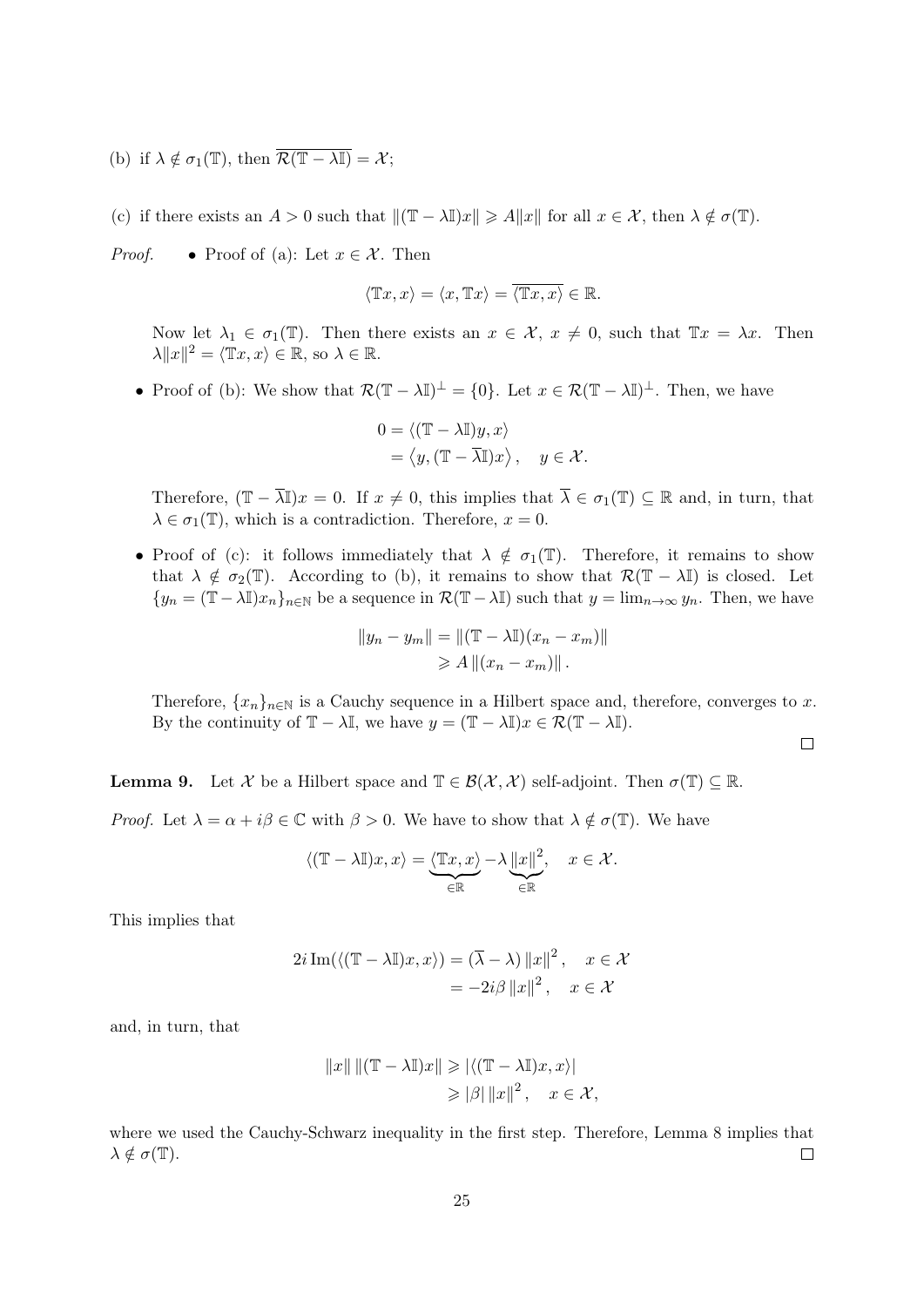(b) if $\lambda \notin \sigma_1(\mathbb{T})$, then $\overline{\mathcal{R}(\mathbb{T} - \lambda\mathbb{I})} = \mathcal{X}$;

(c) if there exists an $A > 0$ such that $\|(\mathbb{T} - \lambda\mathbb{I})x\| \geqslant A\|x\|$ for all $x \in \mathcal{X}$, then $\lambda \notin \sigma(\mathbb{T})$.

*Proof.*

- Proof of (a): Let $x \in \mathcal{X}$. Then

$$\langle \mathbb{T}x, x\rangle = \langle x, \mathbb{T}x\rangle = \overline{\langle \mathbb{T}x, x\rangle} \in \mathbb{R}.$$

Now let $\lambda_1 \in \sigma_1(\mathbb{T})$. Then there exists an $x \in \mathcal{X}$, $x \neq 0$, such that $\mathbb{T}x = \lambda x$. Then $\lambda\|x\|^2 = \langle \mathbb{T}x, x\rangle \in \mathbb{R}$, so $\lambda \in \mathbb{R}$.

- Proof of (b): We show that $\mathcal{R}(\mathbb{T} - \lambda\mathbb{I})^\perp = \{0\}$. Let $x \in \mathcal{R}(\mathbb{T} - \lambda\mathbb{I})^\perp$. Then, we have

$$\begin{aligned} 0 &= \langle (\mathbb{T} - \lambda\mathbb{I})y, x\rangle \\ &= \left\langle y, (\mathbb{T} - \overline{\lambda}\mathbb{I})x\right\rangle, \quad y \in \mathcal{X}. \end{aligned}$$

Therefore, $(\mathbb{T} - \overline{\lambda}\mathbb{I})x = 0$. If $x \neq 0$, this implies that $\overline{\lambda} \in \sigma_1(\mathbb{T}) \subseteq \mathbb{R}$ and, in turn, that $\lambda \in \sigma_1(\mathbb{T})$, which is a contradiction. Therefore, $x = 0$.

- Proof of (c): it follows immediately that $\lambda \notin \sigma_1(\mathbb{T})$. Therefore, it remains to show that $\lambda \notin \sigma_2(\mathbb{T})$. According to (b), it remains to show that $\mathcal{R}(\mathbb{T} - \lambda\mathbb{I})$ is closed. Let $\{y_n = (\mathbb{T} - \lambda\mathbb{I})x_n\}_{n\in\mathbb{N}}$ be a sequence in $\mathcal{R}(\mathbb{T} - \lambda\mathbb{I})$ such that $y = \lim_{n\to\infty} y_n$. Then, we have

$$\begin{aligned} \|y_n - y_m\| &= \|(\mathbb{T} - \lambda\mathbb{I})(x_n - x_m)\| \\ &\geqslant A\,\|(x_n - x_m)\|\,. \end{aligned}$$

Therefore, $\{x_n\}_{n\in\mathbb{N}}$ is a Cauchy sequence in a Hilbert space and, therefore, converges to $x$. By the continuity of $\mathbb{T} - \lambda\mathbb{I}$, we have $y = (\mathbb{T} - \lambda\mathbb{I})x \in \mathcal{R}(\mathbb{T} - \lambda\mathbb{I})$.

□

**Lemma 9.** Let $\mathcal{X}$ be a Hilbert space and $\mathbb{T} \in \mathcal{B}(\mathcal{X}, \mathcal{X})$ self-adjoint. Then $\sigma(\mathbb{T}) \subseteq \mathbb{R}$.

*Proof.* Let $\lambda = \alpha + i\beta \in \mathbb{C}$ with $\beta > 0$. We have to show that $\lambda \notin \sigma(\mathbb{T})$. We have

$$\langle (\mathbb{T} - \lambda\mathbb{I})x, x\rangle = \underbrace{\langle \mathbb{T}x, x\rangle}_{\in\mathbb{R}} - \lambda \underbrace{\|x\|^2}_{\in\mathbb{R}}, \quad x \in \mathcal{X}.$$

This implies that

$$\begin{aligned} 2i\,\mathrm{Im}(\langle (\mathbb{T} - \lambda\mathbb{I})x, x\rangle) &= (\overline{\lambda} - \lambda)\,\|x\|^2\,, \quad x \in \mathcal{X} \\ &= -2i\beta\,\|x\|^2\,, \quad x \in \mathcal{X} \end{aligned}$$

and, in turn, that

$$\begin{aligned} \|x\|\,\|(\mathbb{T} - \lambda\mathbb{I})x\| &\geqslant |\langle (\mathbb{T} - \lambda\mathbb{I})x, x\rangle| \\ &\geqslant |\beta|\,\|x\|^2\,, \quad x \in \mathcal{X}, \end{aligned}$$

where we used the Cauchy-Schwarz inequality in the first step. Therefore, Lemma 8 implies that $\lambda \notin \sigma(\mathbb{T})$. □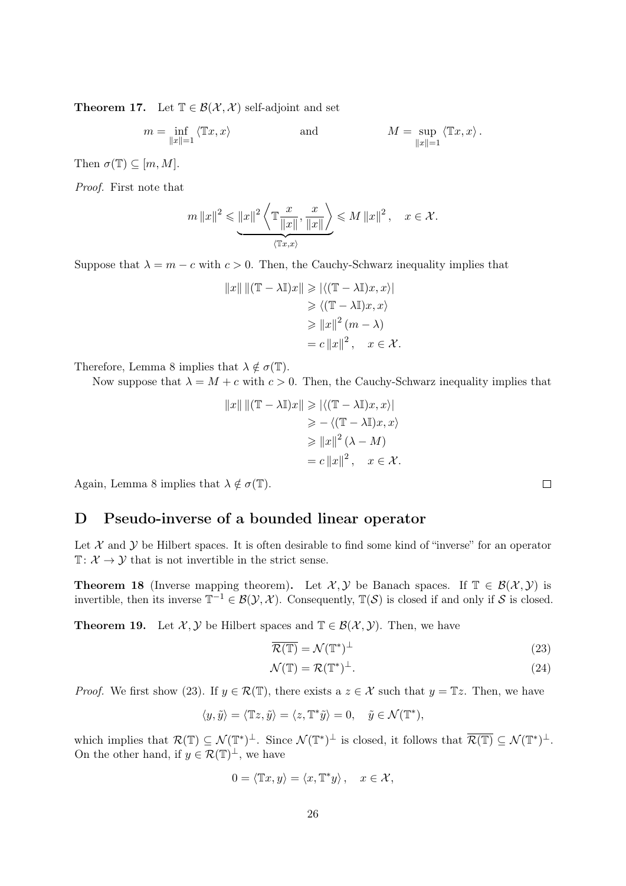**Theorem 17.** Let $\mathbb{T} \in \mathcal{B}(\mathcal{X}, \mathcal{X})$ self-adjoint and set

$$m = \inf_{\|x\|=1} \langle \mathbb{T}x, x \rangle \qquad \text{and} \qquad M = \sup_{\|x\|=1} \langle \mathbb{T}x, x \rangle .$$

Then $\sigma(\mathbb{T}) \subseteq [m, M]$.

*Proof.* First note that

$$m \|x\|^2 \leqslant \underbrace{\|x\|^2 \left\langle \mathbb{T}\frac{x}{\|x\|}, \frac{x}{\|x\|} \right\rangle}_{\langle \mathbb{T}x, x\rangle} \leqslant M \|x\|^2 , \quad x \in \mathcal{X}.$$

Suppose that $\lambda = m - c$ with $c > 0$. Then, the Cauchy-Schwarz inequality implies that

$$\begin{aligned}
\|x\| \|(\mathbb{T} - \lambda\mathbb{I})x\| &\geqslant |\langle (\mathbb{T} - \lambda\mathbb{I})x, x\rangle| \\
&\geqslant \langle (\mathbb{T} - \lambda\mathbb{I})x, x\rangle \\
&\geqslant \|x\|^2 (m - \lambda) \\
&= c \|x\|^2 , \quad x \in \mathcal{X}.
\end{aligned}$$

Therefore, Lemma 8 implies that $\lambda \notin \sigma(\mathbb{T})$.

Now suppose that $\lambda = M + c$ with $c > 0$. Then, the Cauchy-Schwarz inequality implies that

$$\begin{aligned}
\|x\| \|(\mathbb{T} - \lambda\mathbb{I})x\| &\geqslant |\langle (\mathbb{T} - \lambda\mathbb{I})x, x\rangle| \\
&\geqslant - \langle (\mathbb{T} - \lambda\mathbb{I})x, x\rangle \\
&\geqslant \|x\|^2 (\lambda - M) \\
&= c \|x\|^2 , \quad x \in \mathcal{X}.
\end{aligned}$$

Again, Lemma 8 implies that $\lambda \notin \sigma(\mathbb{T})$. □

# D Pseudo-inverse of a bounded linear operator

Let $\mathcal{X}$ and $\mathcal{Y}$ be Hilbert spaces. It is often desirable to find some kind of "inverse" for an operator $\mathbb{T} \colon \mathcal{X} \to \mathcal{Y}$ that is not invertible in the strict sense.

**Theorem 18** (Inverse mapping theorem)**.** Let $\mathcal{X}, \mathcal{Y}$ be Banach spaces. If $\mathbb{T} \in \mathcal{B}(\mathcal{X}, \mathcal{Y})$ is invertible, then its inverse $\mathbb{T}^{-1} \in \mathcal{B}(\mathcal{Y}, \mathcal{X})$. Consequently, $\mathbb{T}(\mathcal{S})$ is closed if and only if $\mathcal{S}$ is closed.

**Theorem 19.** Let $\mathcal{X}, \mathcal{Y}$ be Hilbert spaces and $\mathbb{T} \in \mathcal{B}(\mathcal{X}, \mathcal{Y})$. Then, we have

$$\overline{\mathcal{R}(\mathbb{T})} = \mathcal{N}(\mathbb{T}^*)^\perp \tag{23}$$

$$\mathcal{N}(\mathbb{T}) = \mathcal{R}(\mathbb{T}^*)^\perp . \tag{24}$$

*Proof.* We first show (23). If $y \in \mathcal{R}(\mathbb{T})$, there exists a $z \in \mathcal{X}$ such that $y = \mathbb{T}z$. Then, we have

$$\langle y, \tilde{y}\rangle = \langle \mathbb{T}z, \tilde{y}\rangle = \langle z, \mathbb{T}^*\tilde{y}\rangle = 0, \quad \tilde{y} \in \mathcal{N}(\mathbb{T}^*),$$

which implies that $\mathcal{R}(\mathbb{T}) \subseteq \mathcal{N}(\mathbb{T}^*)^\perp$. Since $\mathcal{N}(\mathbb{T}^*)^\perp$ is closed, it follows that $\overline{\mathcal{R}(\mathbb{T})} \subseteq \mathcal{N}(\mathbb{T}^*)^\perp$. On the other hand, if $y \in \mathcal{R}(\mathbb{T})^\perp$, we have

$$0 = \langle \mathbb{T}x, y\rangle = \langle x, \mathbb{T}^* y\rangle , \quad x \in \mathcal{X},$$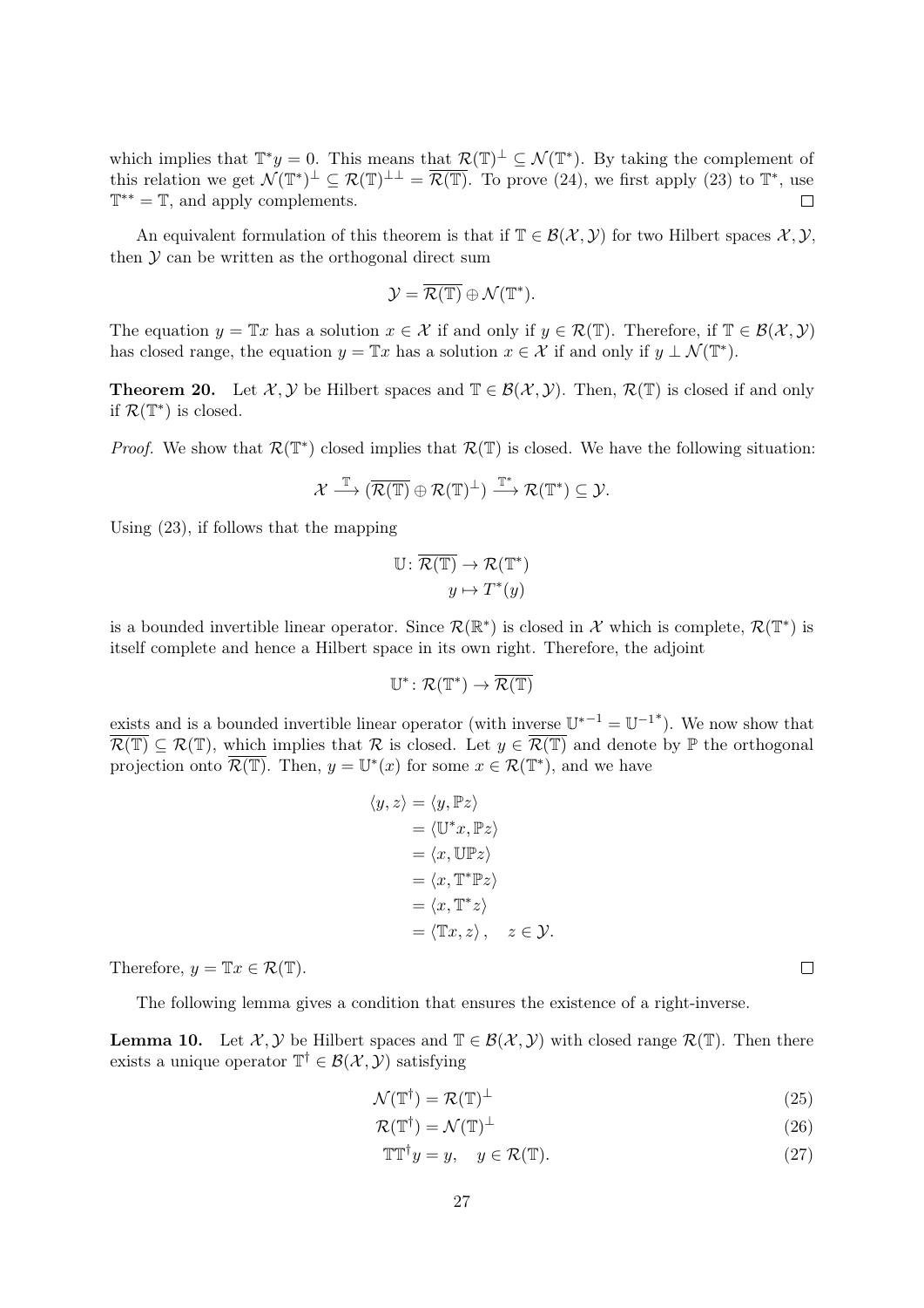which implies that $\mathbb{T}^*y = 0$. This means that $\mathcal{R}(\mathbb{T})^\perp \subseteq \mathcal{N}(\mathbb{T}^*)$. By taking the complement of this relation we get $\mathcal{N}(\mathbb{T}^*)^\perp \subseteq \mathcal{R}(\mathbb{T})^{\perp\perp} = \overline{\mathcal{R}(\mathbb{T})}$. To prove (24), we first apply (23) to $\mathbb{T}^*$, use $\mathbb{T}^{**} = \mathbb{T}$, and apply complements. $\square$

An equivalent formulation of this theorem is that if $\mathbb{T} \in \mathcal{B}(\mathcal{X}, \mathcal{Y})$ for two Hilbert spaces $\mathcal{X}, \mathcal{Y}$, then $\mathcal{Y}$ can be written as the orthogonal direct sum

$$\mathcal{Y} = \overline{\mathcal{R}(\mathbb{T})} \oplus \mathcal{N}(\mathbb{T}^*).$$

The equation $y = \mathbb{T}x$ has a solution $x \in \mathcal{X}$ if and only if $y \in \mathcal{R}(\mathbb{T})$. Therefore, if $\mathbb{T} \in \mathcal{B}(\mathcal{X}, \mathcal{Y})$ has closed range, the equation $y = \mathbb{T}x$ has a solution $x \in \mathcal{X}$ if and only if $y \perp \mathcal{N}(\mathbb{T}^*)$.

**Theorem 20.** Let $\mathcal{X}, \mathcal{Y}$ be Hilbert spaces and $\mathbb{T} \in \mathcal{B}(\mathcal{X}, \mathcal{Y})$. Then, $\mathcal{R}(\mathbb{T})$ is closed if and only if $\mathcal{R}(\mathbb{T}^*)$ is closed.

*Proof.* We show that $\mathcal{R}(\mathbb{T}^*)$ closed implies that $\mathcal{R}(\mathbb{T})$ is closed. We have the following situation:

$$\mathcal{X} \xrightarrow{\mathbb{T}} (\overline{\mathcal{R}(\mathbb{T})} \oplus \mathcal{R}(\mathbb{T})^\perp) \xrightarrow{\mathbb{T}^*} \mathcal{R}(\mathbb{T}^*) \subseteq \mathcal{Y}.$$

Using (23), if follows that the mapping

$$\begin{aligned} \mathbb{U} \colon \overline{\mathcal{R}(\mathbb{T})} &\to \mathcal{R}(\mathbb{T}^*) \\ y &\mapsto T^*(y) \end{aligned}$$

is a bounded invertible linear operator. Since $\mathcal{R}(\mathbb{R}^*)$ is closed in $\mathcal{X}$ which is complete, $\mathcal{R}(\mathbb{T}^*)$ is itself complete and hence a Hilbert space in its own right. Therefore, the adjoint

$$\mathbb{U}^* \colon \mathcal{R}(\mathbb{T}^*) \to \overline{\mathcal{R}(\mathbb{T})}$$

exists and is a bounded invertible linear operator (with inverse $\mathbb{U}^{*-1} = \mathbb{U}^{-1^*}$). We now show that $\overline{\mathcal{R}(\mathbb{T})} \subseteq \mathcal{R}(\mathbb{T})$, which implies that $\mathcal{R}$ is closed. Let $y \in \overline{\mathcal{R}(\mathbb{T})}$ and denote by $\mathbb{P}$ the orthogonal projection onto $\overline{\mathcal{R}(\mathbb{T})}$. Then, $y = \mathbb{U}^*(x)$ for some $x \in \mathcal{R}(\mathbb{T}^*)$, and we have

$$\begin{aligned} \langle y, z \rangle &= \langle y, \mathbb{P}z \rangle \\ &= \langle \mathbb{U}^* x, \mathbb{P}z \rangle \\ &= \langle x, \mathbb{U}\mathbb{P}z \rangle \\ &= \langle x, \mathbb{T}^*\mathbb{P}z \rangle \\ &= \langle x, \mathbb{T}^* z \rangle \\ &= \langle \mathbb{T}x, z \rangle, \quad z \in \mathcal{Y}. \end{aligned}$$

Therefore, $y = \mathbb{T}x \in \mathcal{R}(\mathbb{T})$. $\square$

The following lemma gives a condition that ensures the existence of a right-inverse.

**Lemma 10.** Let $\mathcal{X}, \mathcal{Y}$ be Hilbert spaces and $\mathbb{T} \in \mathcal{B}(\mathcal{X}, \mathcal{Y})$ with closed range $\mathcal{R}(\mathbb{T})$. Then there exists a unique operator $\mathbb{T}^\dagger \in \mathcal{B}(\mathcal{X}, \mathcal{Y})$ satisfying

$$\mathcal{N}(\mathbb{T}^\dagger) = \mathcal{R}(\mathbb{T})^\perp \tag{25}$$

$$\mathcal{R}(\mathbb{T}^\dagger) = \mathcal{N}(\mathbb{T})^\perp \tag{26}$$

$$\mathbb{T}\mathbb{T}^\dagger y = y, \quad y \in \mathcal{R}(\mathbb{T}). \tag{27}$$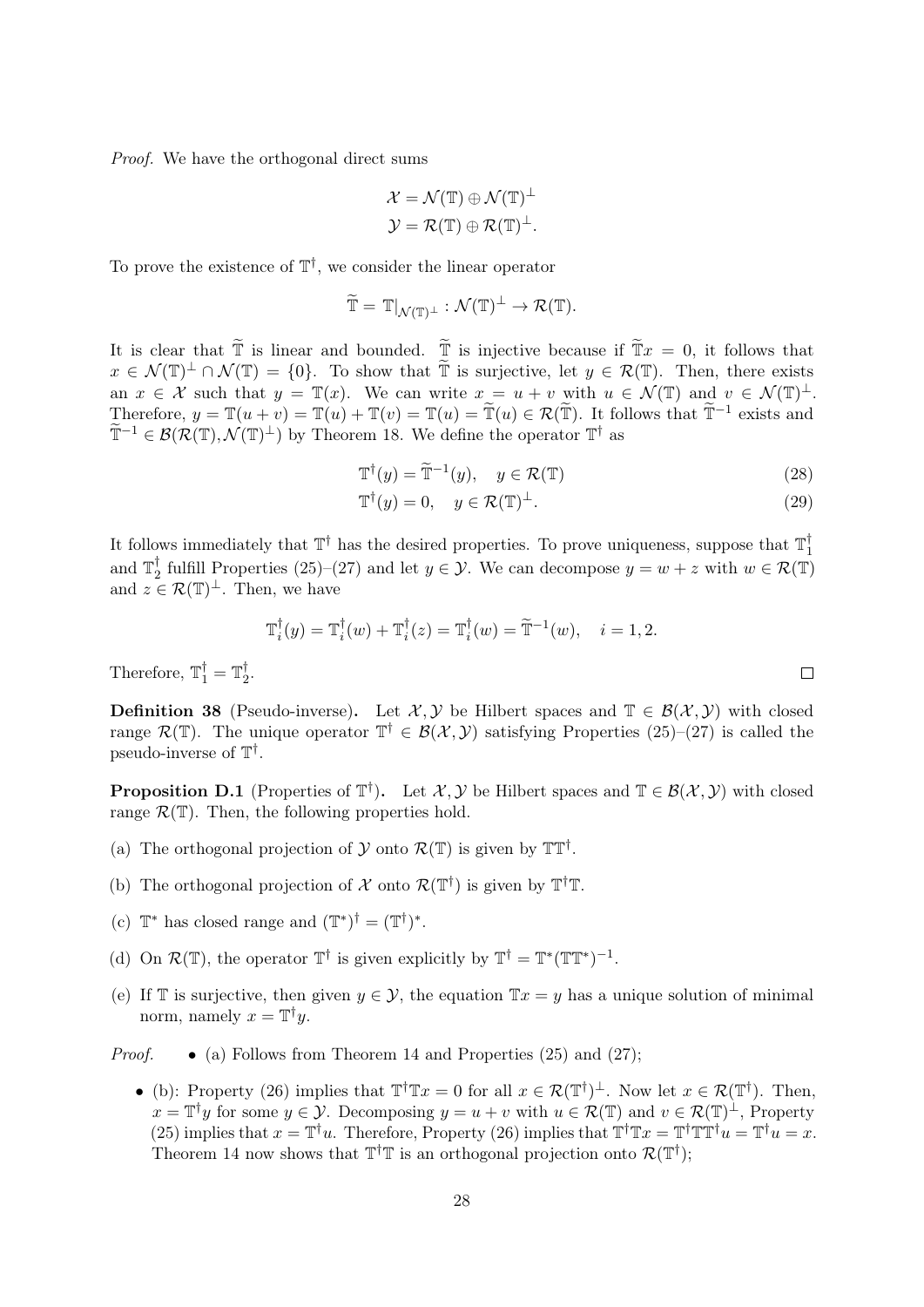*Proof.* We have the orthogonal direct sums

$$\mathcal{X} = \mathcal{N}(\mathbb{T}) \oplus \mathcal{N}(\mathbb{T})^\perp$$
$$\mathcal{Y} = \mathcal{R}(\mathbb{T}) \oplus \mathcal{R}(\mathbb{T})^\perp.$$

To prove the existence of $\mathbb{T}^\dagger$, we consider the linear operator

$$\widetilde{\mathbb{T}} = \mathbb{T}|_{\mathcal{N}(\mathbb{T})^\perp} : \mathcal{N}(\mathbb{T})^\perp \to \mathcal{R}(\mathbb{T}).$$

It is clear that $\widetilde{\mathbb{T}}$ is linear and bounded. $\widetilde{\mathbb{T}}$ is injective because if $\widetilde{\mathbb{T}}x = 0$, it follows that $x \in \mathcal{N}(\mathbb{T})^\perp \cap \mathcal{N}(\mathbb{T}) = \{0\}$. To show that $\widetilde{\mathbb{T}}$ is surjective, let $y \in \mathcal{R}(\mathbb{T})$. Then, there exists an $x \in \mathcal{X}$ such that $y = \mathbb{T}(x)$. We can write $x = u + v$ with $u \in \mathcal{N}(\mathbb{T})$ and $v \in \mathcal{N}(\mathbb{T})^\perp$. Therefore, $y = \mathbb{T}(u+v) = \mathbb{T}(u) + \mathbb{T}(v) = \mathbb{T}(u) = \widetilde{\mathbb{T}}(u) \in \mathcal{R}(\widetilde{\mathbb{T}})$. It follows that $\widetilde{\mathbb{T}}^{-1}$ exists and $\widetilde{\mathbb{T}}^{-1} \in \mathcal{B}(\mathcal{R}(\mathbb{T}), \mathcal{N}(\mathbb{T})^\perp)$ by Theorem 18. We define the operator $\mathbb{T}^\dagger$ as

$$\mathbb{T}^\dagger(y) = \widetilde{\mathbb{T}}^{-1}(y), \quad y \in \mathcal{R}(\mathbb{T}) \tag{28}$$
$$\mathbb{T}^\dagger(y) = 0, \quad y \in \mathcal{R}(\mathbb{T})^\perp. \tag{29}$$

It follows immediately that $\mathbb{T}^\dagger$ has the desired properties. To prove uniqueness, suppose that $\mathbb{T}_1^\dagger$ and $\mathbb{T}_2^\dagger$ fulfill Properties (25)–(27) and let $y \in \mathcal{Y}$. We can decompose $y = w + z$ with $w \in \mathcal{R}(\mathbb{T})$ and $z \in \mathcal{R}(\mathbb{T})^\perp$. Then, we have

$$\mathbb{T}_i^\dagger(y) = \mathbb{T}_i^\dagger(w) + \mathbb{T}_i^\dagger(z) = \mathbb{T}_i^\dagger(w) = \widetilde{\mathbb{T}}^{-1}(w), \quad i = 1, 2.$$

Therefore, $\mathbb{T}_1^\dagger = \mathbb{T}_2^\dagger$. ◻

**Definition 38** (Pseudo-inverse)**.** Let $\mathcal{X}, \mathcal{Y}$ be Hilbert spaces and $\mathbb{T} \in \mathcal{B}(\mathcal{X}, \mathcal{Y})$ with closed range $\mathcal{R}(\mathbb{T})$. The unique operator $\mathbb{T}^\dagger \in \mathcal{B}(\mathcal{X}, \mathcal{Y})$ satisfying Properties (25)–(27) is called the pseudo-inverse of $\mathbb{T}^\dagger$.

**Proposition D.1** (Properties of $\mathbb{T}^\dagger$)**.** Let $\mathcal{X}, \mathcal{Y}$ be Hilbert spaces and $\mathbb{T} \in \mathcal{B}(\mathcal{X}, \mathcal{Y})$ with closed range $\mathcal{R}(\mathbb{T})$. Then, the following properties hold.

(a) The orthogonal projection of $\mathcal{Y}$ onto $\mathcal{R}(\mathbb{T})$ is given by $\mathbb{T}\mathbb{T}^\dagger$.

(b) The orthogonal projection of $\mathcal{X}$ onto $\mathcal{R}(\mathbb{T}^\dagger)$ is given by $\mathbb{T}^\dagger\mathbb{T}$.

(c) $\mathbb{T}^*$ has closed range and $(\mathbb{T}^*)^\dagger = (\mathbb{T}^\dagger)^*$.

(d) On $\mathcal{R}(\mathbb{T})$, the operator $\mathbb{T}^\dagger$ is given explicitly by $\mathbb{T}^\dagger = \mathbb{T}^*(\mathbb{T}\mathbb{T}^*)^{-1}$.

(e) If $\mathbb{T}$ is surjective, then given $y \in \mathcal{Y}$, the equation $\mathbb{T}x = y$ has a unique solution of minimal norm, namely $x = \mathbb{T}^\dagger y$.

*Proof.*

- (a) Follows from Theorem 14 and Properties (25) and (27);
- (b): Property (26) implies that $\mathbb{T}^\dagger\mathbb{T}x = 0$ for all $x \in \mathcal{R}(\mathbb{T}^\dagger)^\perp$. Now let $x \in \mathcal{R}(\mathbb{T}^\dagger)$. Then, $x = \mathbb{T}^\dagger y$ for some $y \in \mathcal{Y}$. Decomposing $y = u + v$ with $u \in \mathcal{R}(\mathbb{T})$ and $v \in \mathcal{R}(\mathbb{T})^\perp$, Property (25) implies that $x = \mathbb{T}^\dagger u$. Therefore, Property (26) implies that $\mathbb{T}^\dagger\mathbb{T}x = \mathbb{T}^\dagger\mathbb{T}\mathbb{T}^\dagger u = \mathbb{T}^\dagger u = x$. Theorem 14 now shows that $\mathbb{T}^\dagger\mathbb{T}$ is an orthogonal projection onto $\mathcal{R}(\mathbb{T}^\dagger)$;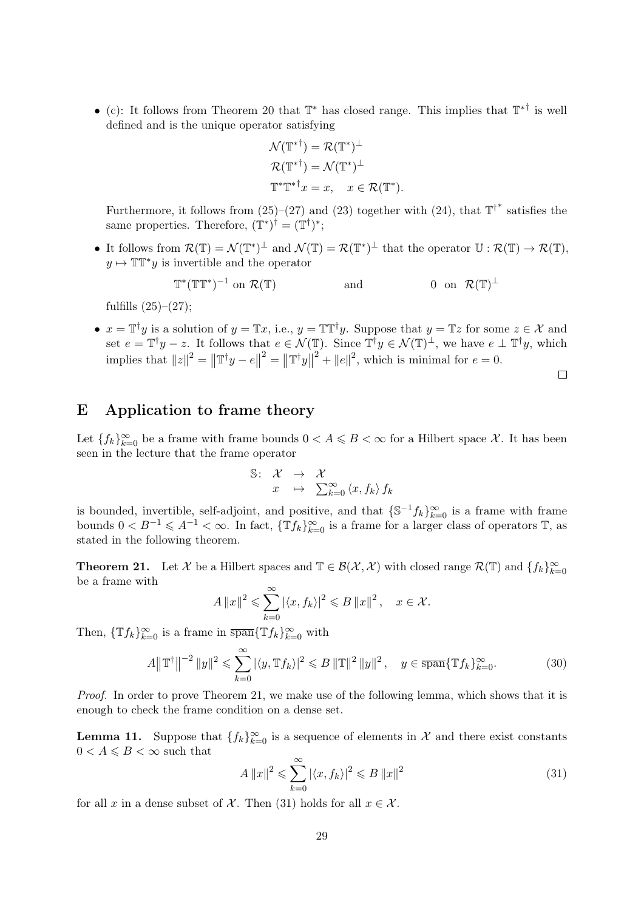- (c): It follows from Theorem 20 that $\mathbb{T}^*$ has closed range. This implies that $\mathbb{T}^{*\dagger}$ is well defined and is the unique operator satisfying

$$\mathcal{N}(\mathbb{T}^{*\dagger}) = \mathcal{R}(\mathbb{T}^*)^\perp$$
$$\mathcal{R}(\mathbb{T}^{*\dagger}) = \mathcal{N}(\mathbb{T}^*)^\perp$$
$$\mathbb{T}^*\mathbb{T}^{*\dagger}x = x, \quad x \in \mathcal{R}(\mathbb{T}^*).$$

  Furthermore, it follows from (25)–(27) and (23) together with (24), that $\mathbb{T}^{\dagger *}$ satisfies the same properties. Therefore, $(\mathbb{T}^*)^\dagger = (\mathbb{T}^\dagger)^*$;

- It follows from $\mathcal{R}(\mathbb{T}) = \mathcal{N}(\mathbb{T}^*)^\perp$ and $\mathcal{N}(\mathbb{T}) = \mathcal{R}(\mathbb{T}^*)^\perp$ that the operator $\mathbb{U} : \mathcal{R}(\mathbb{T}) \to \mathcal{R}(\mathbb{T})$, $y \mapsto \mathbb{T}\mathbb{T}^* y$ is invertible and the operator

$$\mathbb{T}^*(\mathbb{T}\mathbb{T}^*)^{-1} \text{ on } \mathcal{R}(\mathbb{T}) \qquad\qquad \text{and} \qquad\qquad 0 \text{ on } \mathcal{R}(\mathbb{T})^\perp$$

  fulfills (25)–(27);

- $x = \mathbb{T}^\dagger y$ is a solution of $y = \mathbb{T}x$, i.e., $y = \mathbb{T}\mathbb{T}^\dagger y$. Suppose that $y = \mathbb{T}z$ for some $z \in \mathcal{X}$ and set $e = \mathbb{T}^\dagger y - z$. It follows that $e \in \mathcal{N}(\mathbb{T})$. Since $\mathbb{T}^\dagger y \in \mathcal{N}(\mathbb{T})^\perp$, we have $e \perp \mathbb{T}^\dagger y$, which implies that $\|z\|^2 = \left\|\mathbb{T}^\dagger y - e\right\|^2 = \left\|\mathbb{T}^\dagger y\right\|^2 + \|e\|^2$, which is minimal for $e = 0$.

□

# E Application to frame theory

Let $\{f_k\}_{k=0}^\infty$ be a frame with frame bounds $0 < A \leqslant B < \infty$ for a Hilbert space $\mathcal{X}$. It has been seen in the lecture that the frame operator

$$\begin{array}{rccl} \mathbb{S}\colon & \mathcal{X} & \to & \mathcal{X} \\ & x & \mapsto & \sum_{k=0}^\infty \langle x, f_k\rangle f_k \end{array}$$

is bounded, invertible, self-adjoint, and positive, and that $\{\mathbb{S}^{-1}f_k\}_{k=0}^\infty$ is a frame with frame bounds $0 < B^{-1} \leqslant A^{-1} < \infty$. In fact, $\{\mathbb{T}f_k\}_{k=0}^\infty$ is a frame for a larger class of operators $\mathbb{T}$, as stated in the following theorem.

**Theorem 21.** Let $\mathcal{X}$ be a Hilbert spaces and $\mathbb{T} \in \mathcal{B}(\mathcal{X}, \mathcal{X})$ with closed range $\mathcal{R}(\mathbb{T})$ and $\{f_k\}_{k=0}^\infty$ be a frame with

$$A\|x\|^2 \leqslant \sum_{k=0}^\infty |\langle x, f_k\rangle|^2 \leqslant B\|x\|^2, \quad x \in \mathcal{X}.$$

Then, $\{\mathbb{T}f_k\}_{k=0}^\infty$ is a frame in $\overline{\text{span}}\{\mathbb{T}f_k\}_{k=0}^\infty$ with

$$A\left\|\mathbb{T}^\dagger\right\|^{-2}\|y\|^2 \leqslant \sum_{k=0}^\infty |\langle y, \mathbb{T}f_k\rangle|^2 \leqslant B\|\mathbb{T}\|^2\|y\|^2, \quad y \in \overline{\text{span}}\{\mathbb{T}f_k\}_{k=0}^\infty. \tag{30}$$

*Proof.* In order to prove Theorem 21, we make use of the following lemma, which shows that it is enough to check the frame condition on a dense set.

**Lemma 11.** Suppose that $\{f_k\}_{k=0}^\infty$ is a sequence of elements in $\mathcal{X}$ and there exist constants $0 < A \leqslant B < \infty$ such that

$$A\|x\|^2 \leqslant \sum_{k=0}^\infty |\langle x, f_k\rangle|^2 \leqslant B\|x\|^2 \tag{31}$$

for all $x$ in a dense subset of $\mathcal{X}$. Then (31) holds for all $x \in \mathcal{X}$.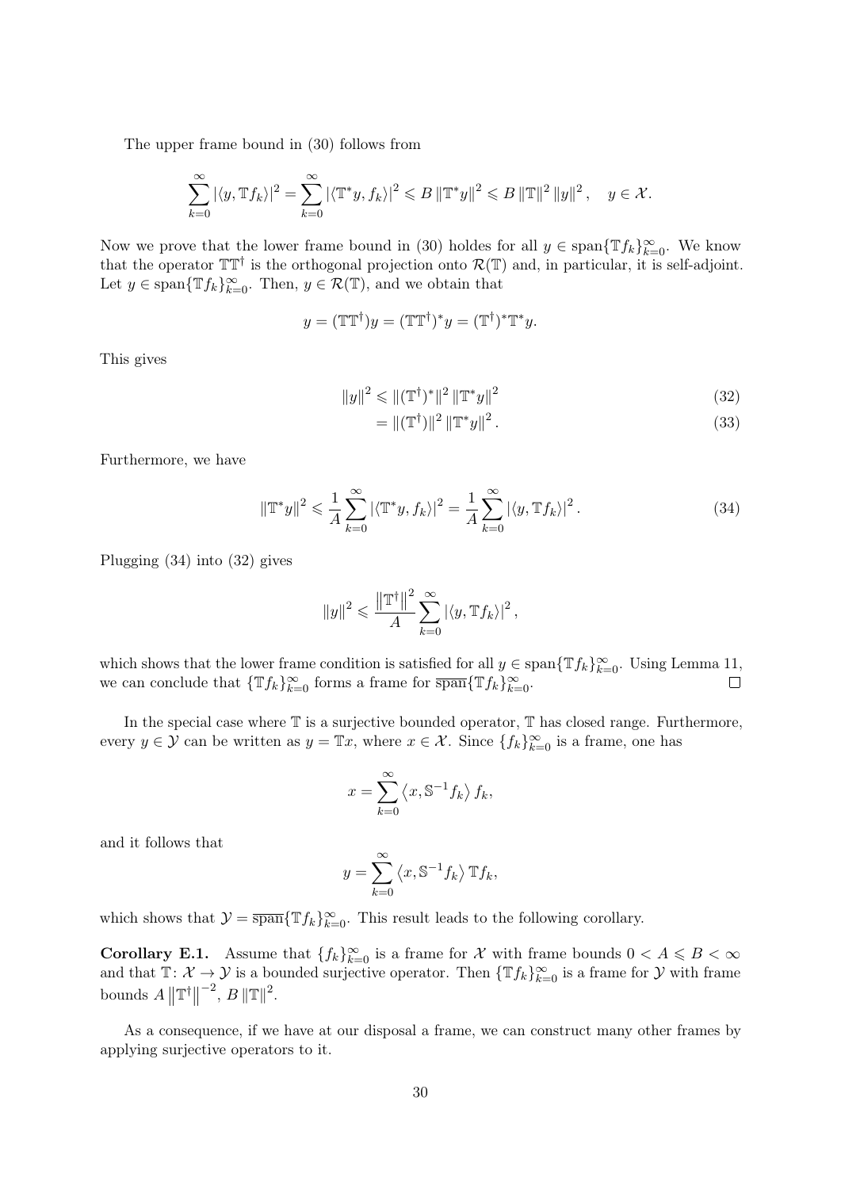The upper frame bound in (30) follows from

$$\sum_{k=0}^{\infty} |\langle y, \mathbb{T} f_k \rangle|^2 = \sum_{k=0}^{\infty} |\langle \mathbb{T}^* y, f_k \rangle|^2 \leqslant B \|\mathbb{T}^* y\|^2 \leqslant B \|\mathbb{T}\|^2 \|y\|^2, \quad y \in \mathcal{X}.$$

Now we prove that the lower frame bound in (30) holdes for all $y \in \operatorname{span}\{\mathbb{T} f_k\}_{k=0}^{\infty}$. We know that the operator $\mathbb{T}\mathbb{T}^{\dagger}$ is the orthogonal projection onto $\mathcal{R}(\mathbb{T})$ and, in particular, it is self-adjoint. Let $y \in \operatorname{span}\{\mathbb{T} f_k\}_{k=0}^{\infty}$. Then, $y \in \mathcal{R}(\mathbb{T})$, and we obtain that

$$y = (\mathbb{T}\mathbb{T}^{\dagger}) y = (\mathbb{T}\mathbb{T}^{\dagger})^* y = (\mathbb{T}^{\dagger})^* \mathbb{T}^* y.$$

This gives

$$\|y\|^2 \leqslant \|(\mathbb{T}^{\dagger})^*\|^2 \|\mathbb{T}^* y\|^2 \tag{32}$$

$$= \|(\mathbb{T}^{\dagger})\|^2 \|\mathbb{T}^* y\|^2. \tag{33}$$

Furthermore, we have

$$\|\mathbb{T}^* y\|^2 \leqslant \frac{1}{A} \sum_{k=0}^{\infty} |\langle \mathbb{T}^* y, f_k \rangle|^2 = \frac{1}{A} \sum_{k=0}^{\infty} |\langle y, \mathbb{T} f_k \rangle|^2. \tag{34}$$

Plugging (34) into (32) gives

$$\|y\|^2 \leqslant \frac{\|\mathbb{T}^{\dagger}\|^2}{A} \sum_{k=0}^{\infty} |\langle y, \mathbb{T} f_k \rangle|^2,$$

which shows that the lower frame condition is satisfied for all $y \in \operatorname{span}\{\mathbb{T} f_k\}_{k=0}^{\infty}$. Using Lemma 11, we can conclude that $\{\mathbb{T} f_k\}_{k=0}^{\infty}$ forms a frame for $\overline{\operatorname{span}}\{\mathbb{T} f_k\}_{k=0}^{\infty}$. □

In the special case where $\mathbb{T}$ is a surjective bounded operator, $\mathbb{T}$ has closed range. Furthermore, every $y \in \mathcal{Y}$ can be written as $y = \mathbb{T} x$, where $x \in \mathcal{X}$. Since $\{f_k\}_{k=0}^{\infty}$ is a frame, one has

$$x = \sum_{k=0}^{\infty} \left\langle x, \mathbb{S}^{-1} f_k \right\rangle f_k,$$

and it follows that

$$y = \sum_{k=0}^{\infty} \left\langle x, \mathbb{S}^{-1} f_k \right\rangle \mathbb{T} f_k,$$

which shows that $\mathcal{Y} = \overline{\operatorname{span}}\{\mathbb{T} f_k\}_{k=0}^{\infty}$. This result leads to the following corollary.

**Corollary E.1.** Assume that $\{f_k\}_{k=0}^{\infty}$ is a frame for $\mathcal{X}$ with frame bounds $0 < A \leqslant B < \infty$ and that $\mathbb{T} \colon \mathcal{X} \to \mathcal{Y}$ is a bounded surjective operator. Then $\{\mathbb{T} f_k\}_{k=0}^{\infty}$ is a frame for $\mathcal{Y}$ with frame bounds $A \|\mathbb{T}^{\dagger}\|^{-2}$, $B \|\mathbb{T}\|^2$.

As a consequence, if we have at our disposal a frame, we can construct many other frames by applying surjective operators to it.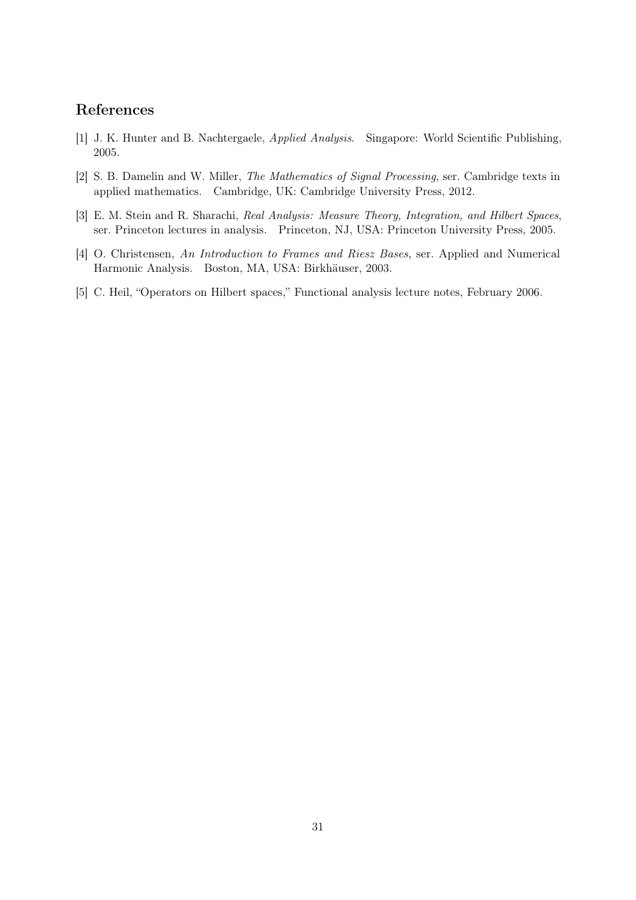## References

[1] J. K. Hunter and B. Nachtergaele, *Applied Analysis*. Singapore: World Scientific Publishing, 2005.

[2] S. B. Damelin and W. Miller, *The Mathematics of Signal Processing*, ser. Cambridge texts in applied mathematics. Cambridge, UK: Cambridge University Press, 2012.

[3] E. M. Stein and R. Sharachi, *Real Analysis: Measure Theory, Integration, and Hilbert Spaces*, ser. Princeton lectures in analysis. Princeton, NJ, USA: Princeton University Press, 2005.

[4] O. Christensen, *An Introduction to Frames and Riesz Bases*, ser. Applied and Numerical Harmonic Analysis. Boston, MA, USA: Birkhäuser, 2003.

[5] C. Heil, "Operators on Hilbert spaces," Functional analysis lecture notes, February 2006.